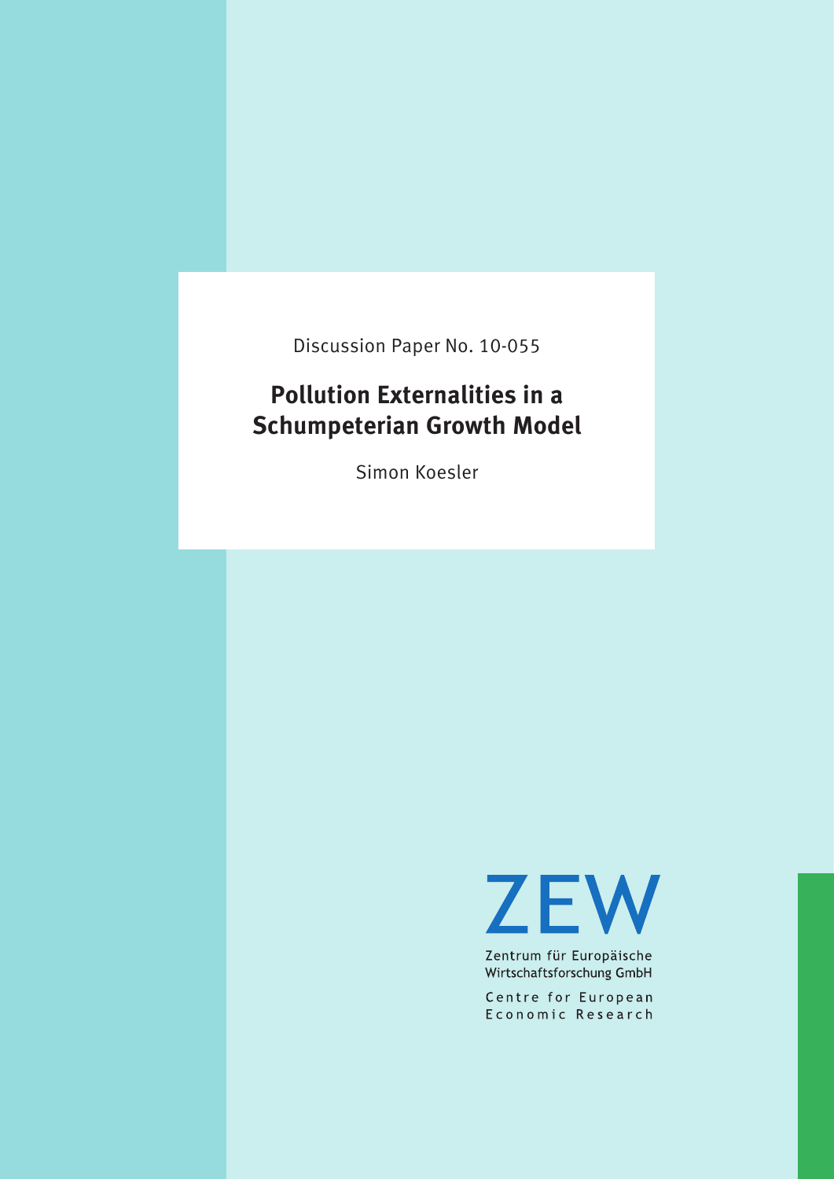Discussion Paper No. 10-055

# Pollution Externalities in a Schumpeterian Growth Model

Simon Koesler

ZEW

Zentrum für Europäische Wirtschaftsforschung GmbH

Centre for European Economic Research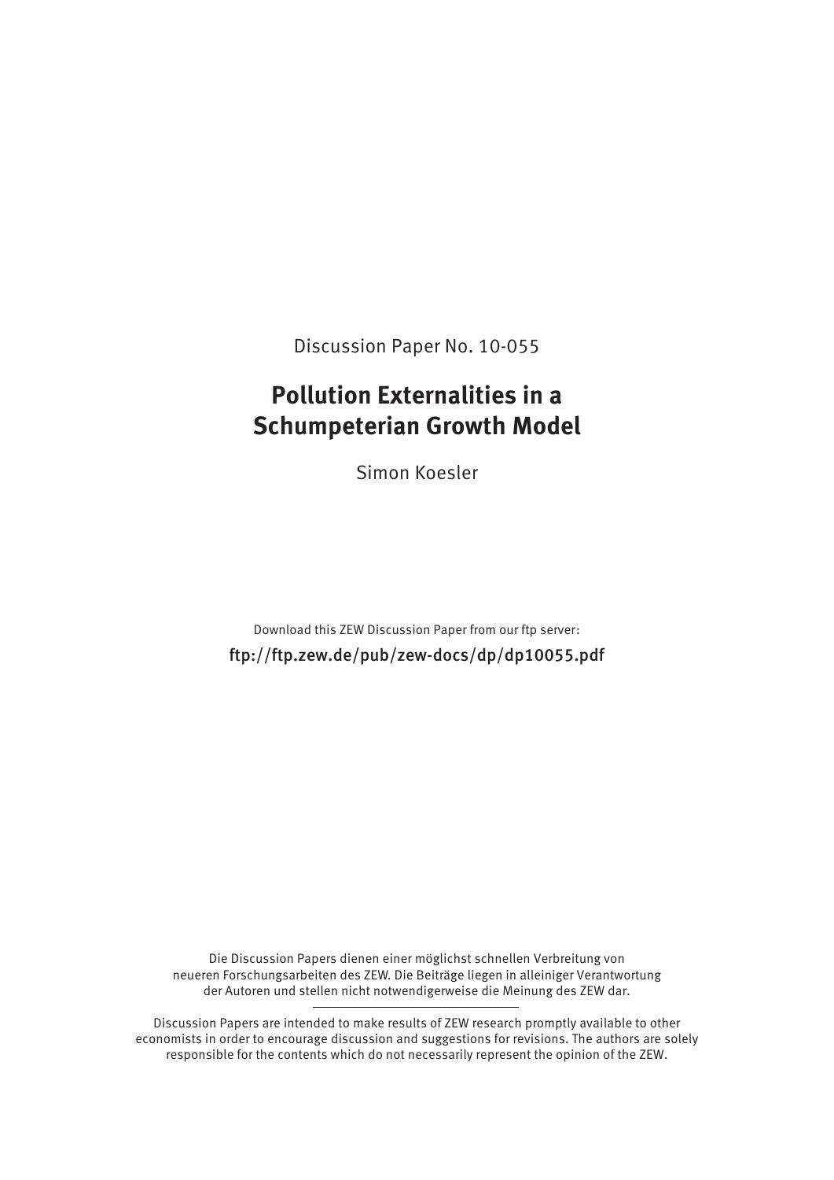Discussion Paper No. 10-055

# Pollution Externalities in a Schumpeterian Growth Model

Simon Koesler

Download this ZEW Discussion Paper from our ftp server:

ftp://ftp.zew.de/pub/zew-docs/dp/dp10055.pdf

Die Discussion Papers dienen einer möglichst schnellen Verbreitung von neueren Forschungsarbeiten des ZEW. Die Beiträge liegen in alleiniger Verantwortung der Autoren und stellen nicht notwendigerweise die Meinung des ZEW dar.

---

Discussion Papers are intended to make results of ZEW research promptly available to other economists in order to encourage discussion and suggestions for revisions. The authors are solely responsible for the contents which do not necessarily represent the opinion of the ZEW.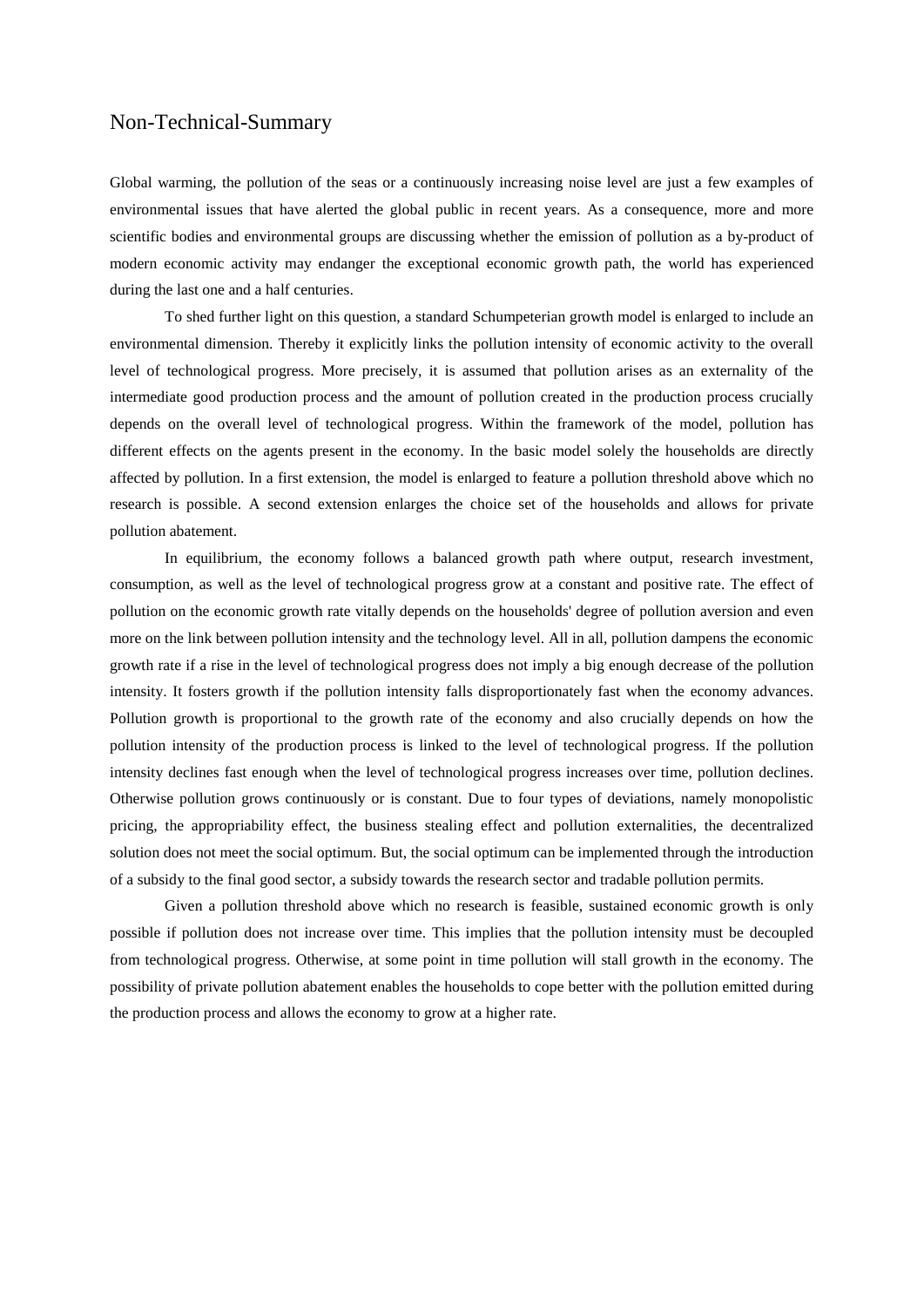# Non-Technical-Summary

Global warming, the pollution of the seas or a continuously increasing noise level are just a few examples of environmental issues that have alerted the global public in recent years. As a consequence, more and more scientific bodies and environmental groups are discussing whether the emission of pollution as a by-product of modern economic activity may endanger the exceptional economic growth path, the world has experienced during the last one and a half centuries.

To shed further light on this question, a standard Schumpeterian growth model is enlarged to include an environmental dimension. Thereby it explicitly links the pollution intensity of economic activity to the overall level of technological progress. More precisely, it is assumed that pollution arises as an externality of the intermediate good production process and the amount of pollution created in the production process crucially depends on the overall level of technological progress. Within the framework of the model, pollution has different effects on the agents present in the economy. In the basic model solely the households are directly affected by pollution. In a first extension, the model is enlarged to feature a pollution threshold above which no research is possible. A second extension enlarges the choice set of the households and allows for private pollution abatement.

In equilibrium, the economy follows a balanced growth path where output, research investment, consumption, as well as the level of technological progress grow at a constant and positive rate. The effect of pollution on the economic growth rate vitally depends on the households' degree of pollution aversion and even more on the link between pollution intensity and the technology level. All in all, pollution dampens the economic growth rate if a rise in the level of technological progress does not imply a big enough decrease of the pollution intensity. It fosters growth if the pollution intensity falls disproportionately fast when the economy advances. Pollution growth is proportional to the growth rate of the economy and also crucially depends on how the pollution intensity of the production process is linked to the level of technological progress. If the pollution intensity declines fast enough when the level of technological progress increases over time, pollution declines. Otherwise pollution grows continuously or is constant. Due to four types of deviations, namely monopolistic pricing, the appropriability effect, the business stealing effect and pollution externalities, the decentralized solution does not meet the social optimum. But, the social optimum can be implemented through the introduction of a subsidy to the final good sector, a subsidy towards the research sector and tradable pollution permits.

Given a pollution threshold above which no research is feasible, sustained economic growth is only possible if pollution does not increase over time. This implies that the pollution intensity must be decoupled from technological progress. Otherwise, at some point in time pollution will stall growth in the economy. The possibility of private pollution abatement enables the households to cope better with the pollution emitted during the production process and allows the economy to grow at a higher rate.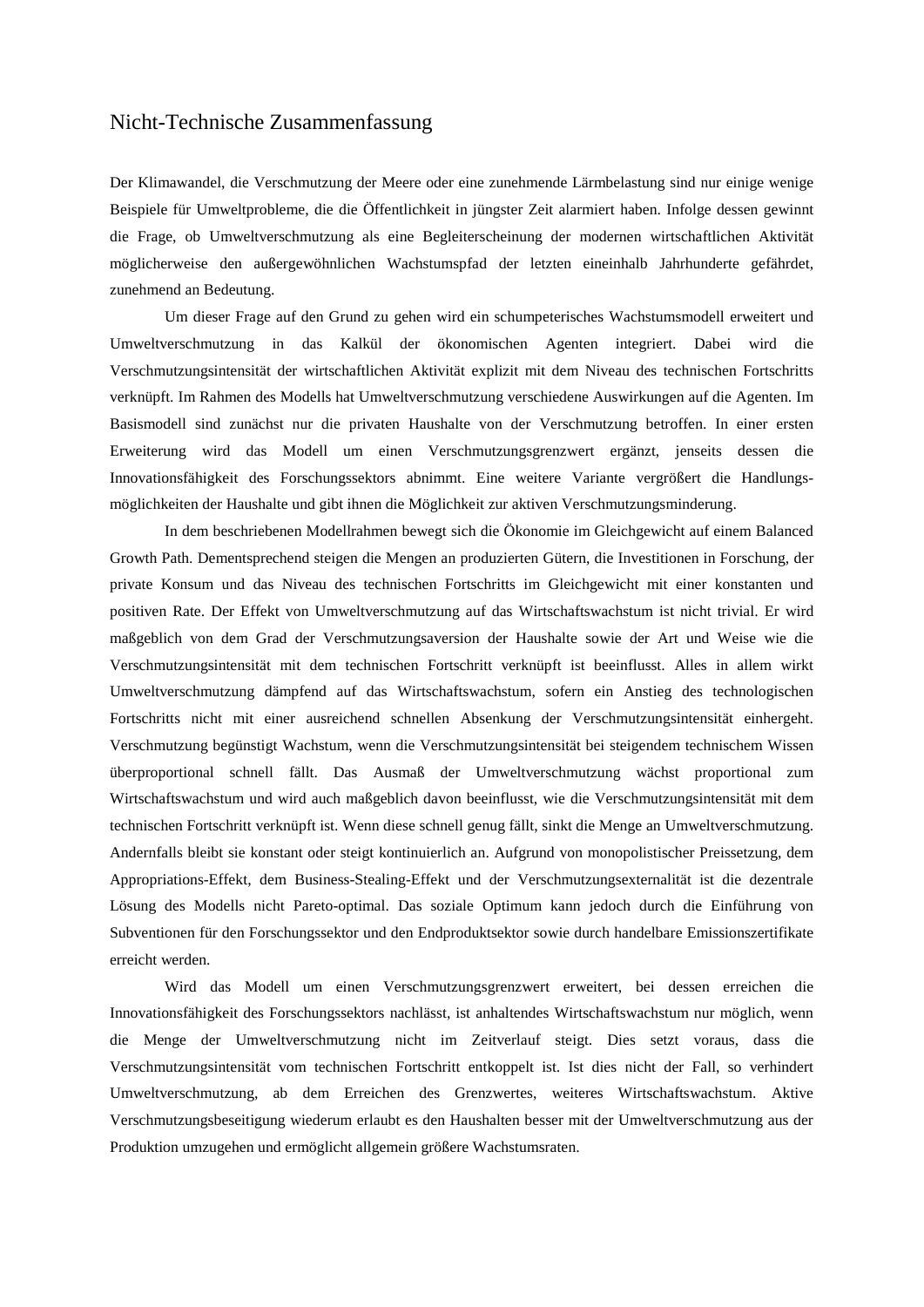# Nicht-Technische Zusammenfassung

Der Klimawandel, die Verschmutzung der Meere oder eine zunehmende Lärmbelastung sind nur einige wenige Beispiele für Umweltprobleme, die die Öffentlichkeit in jüngster Zeit alarmiert haben. Infolge dessen gewinnt die Frage, ob Umweltverschmutzung als eine Begleiterscheinung der modernen wirtschaftlichen Aktivität möglicherweise den außergewöhnlichen Wachstumspfad der letzten eineinhalb Jahrhunderte gefährdet, zunehmend an Bedeutung.

Um dieser Frage auf den Grund zu gehen wird ein schumpeterisches Wachstumsmodell erweitert und Umweltverschmutzung in das Kalkül der ökonomischen Agenten integriert. Dabei wird die Verschmutzungsintensität der wirtschaftlichen Aktivität explizit mit dem Niveau des technischen Fortschritts verknüpft. Im Rahmen des Modells hat Umweltverschmutzung verschiedene Auswirkungen auf die Agenten. Im Basismodell sind zunächst nur die privaten Haushalte von der Verschmutzung betroffen. In einer ersten Erweiterung wird das Modell um einen Verschmutzungsgrenzwert ergänzt, jenseits dessen die Innovationsfähigkeit des Forschungssektors abnimmt. Eine weitere Variante vergrößert die Handlungsmöglichkeiten der Haushalte und gibt ihnen die Möglichkeit zur aktiven Verschmutzungsminderung.

In dem beschriebenen Modellrahmen bewegt sich die Ökonomie im Gleichgewicht auf einem Balanced Growth Path. Dementsprechend steigen die Mengen an produzierten Gütern, die Investitionen in Forschung, der private Konsum und das Niveau des technischen Fortschritts im Gleichgewicht mit einer konstanten und positiven Rate. Der Effekt von Umweltverschmutzung auf das Wirtschaftswachstum ist nicht trivial. Er wird maßgeblich von dem Grad der Verschmutzungsaversion der Haushalte sowie der Art und Weise wie die Verschmutzungsintensität mit dem technischen Fortschritt verknüpft ist beeinflusst. Alles in allem wirkt Umweltverschmutzung dämpfend auf das Wirtschaftswachstum, sofern ein Anstieg des technologischen Fortschritts nicht mit einer ausreichend schnellen Absenkung der Verschmutzungsintensität einhergeht. Verschmutzung begünstigt Wachstum, wenn die Verschmutzungsintensität bei steigendem technischem Wissen überproportional schnell fällt. Das Ausmaß der Umweltverschmutzung wächst proportional zum Wirtschaftswachstum und wird auch maßgeblich davon beeinflusst, wie die Verschmutzungsintensität mit dem technischen Fortschritt verknüpft ist. Wenn diese schnell genug fällt, sinkt die Menge an Umweltverschmutzung. Andernfalls bleibt sie konstant oder steigt kontinuierlich an. Aufgrund von monopolistischer Preissetzung, dem Appropriations-Effekt, dem Business-Stealing-Effekt und der Verschmutzungsexternalität ist die dezentrale Lösung des Modells nicht Pareto-optimal. Das soziale Optimum kann jedoch durch die Einführung von Subventionen für den Forschungssektor und den Endproduktsektor sowie durch handelbare Emissionszertifikate erreicht werden.

Wird das Modell um einen Verschmutzungsgrenzwert erweitert, bei dessen erreichen die Innovationsfähigkeit des Forschungssektors nachlässt, ist anhaltendes Wirtschaftswachstum nur möglich, wenn die Menge der Umweltverschmutzung nicht im Zeitverlauf steigt. Dies setzt voraus, dass die Verschmutzungsintensität vom technischen Fortschritt entkoppelt ist. Ist dies nicht der Fall, so verhindert Umweltverschmutzung, ab dem Erreichen des Grenzwertes, weiteres Wirtschaftswachstum. Aktive Verschmutzungsbeseitigung wiederum erlaubt es den Haushalten besser mit der Umweltverschmutzung aus der Produktion umzugehen und ermöglicht allgemein größere Wachstumsraten.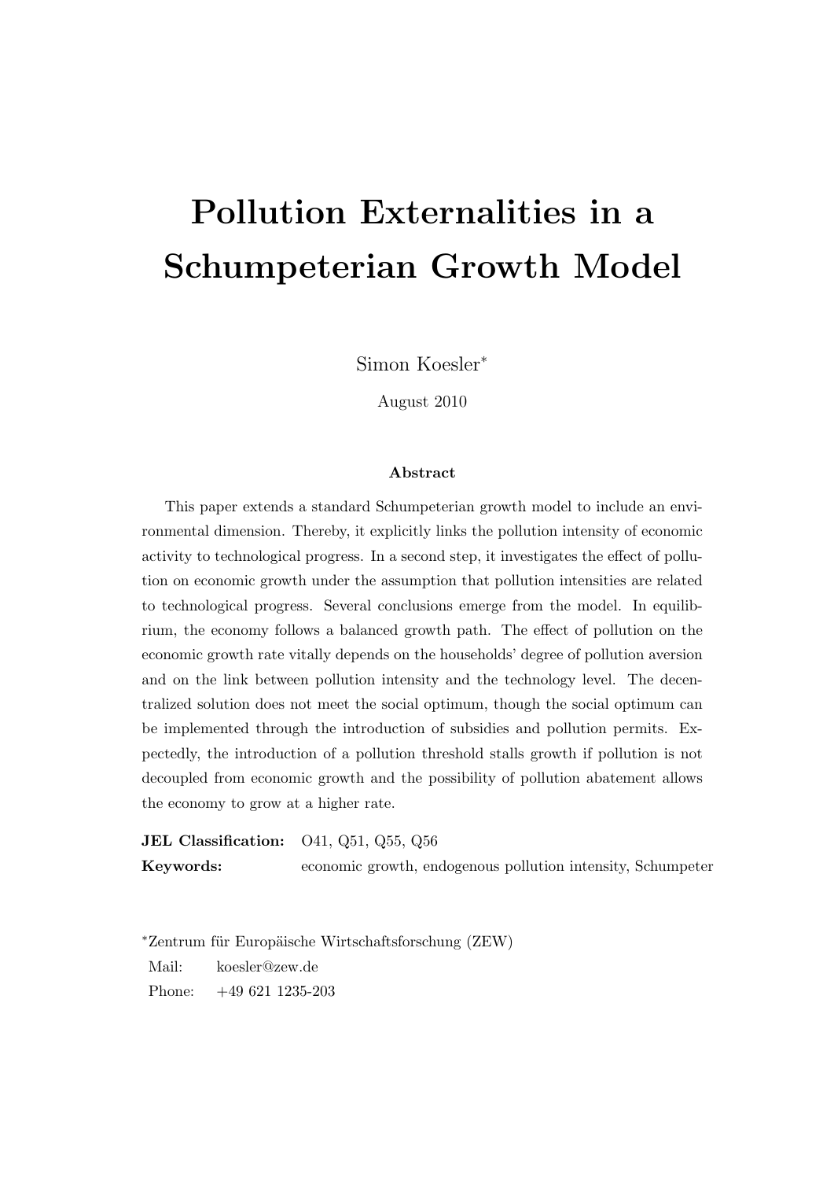# Pollution Externalities in a Schumpeterian Growth Model

Simon Koesler*

August 2010

**Abstract**

This paper extends a standard Schumpeterian growth model to include an environmental dimension. Thereby, it explicitly links the pollution intensity of economic activity to technological progress. In a second step, it investigates the effect of pollution on economic growth under the assumption that pollution intensities are related to technological progress. Several conclusions emerge from the model. In equilibrium, the economy follows a balanced growth path. The effect of pollution on the economic growth rate vitally depends on the households' degree of pollution aversion and on the link between pollution intensity and the technology level. The decentralized solution does not meet the social optimum, though the social optimum can be implemented through the introduction of subsidies and pollution permits. Expectedly, the introduction of a pollution threshold stalls growth if pollution is not decoupled from economic growth and the possibility of pollution abatement allows the economy to grow at a higher rate.

**JEL Classification:** O41, Q51, Q55, Q56

**Keywords:** economic growth, endogenous pollution intensity, Schumpeter

*Zentrum für Europäische Wirtschaftsforschung (ZEW)

Mail: koesler@zew.de

Phone: +49 621 1235-203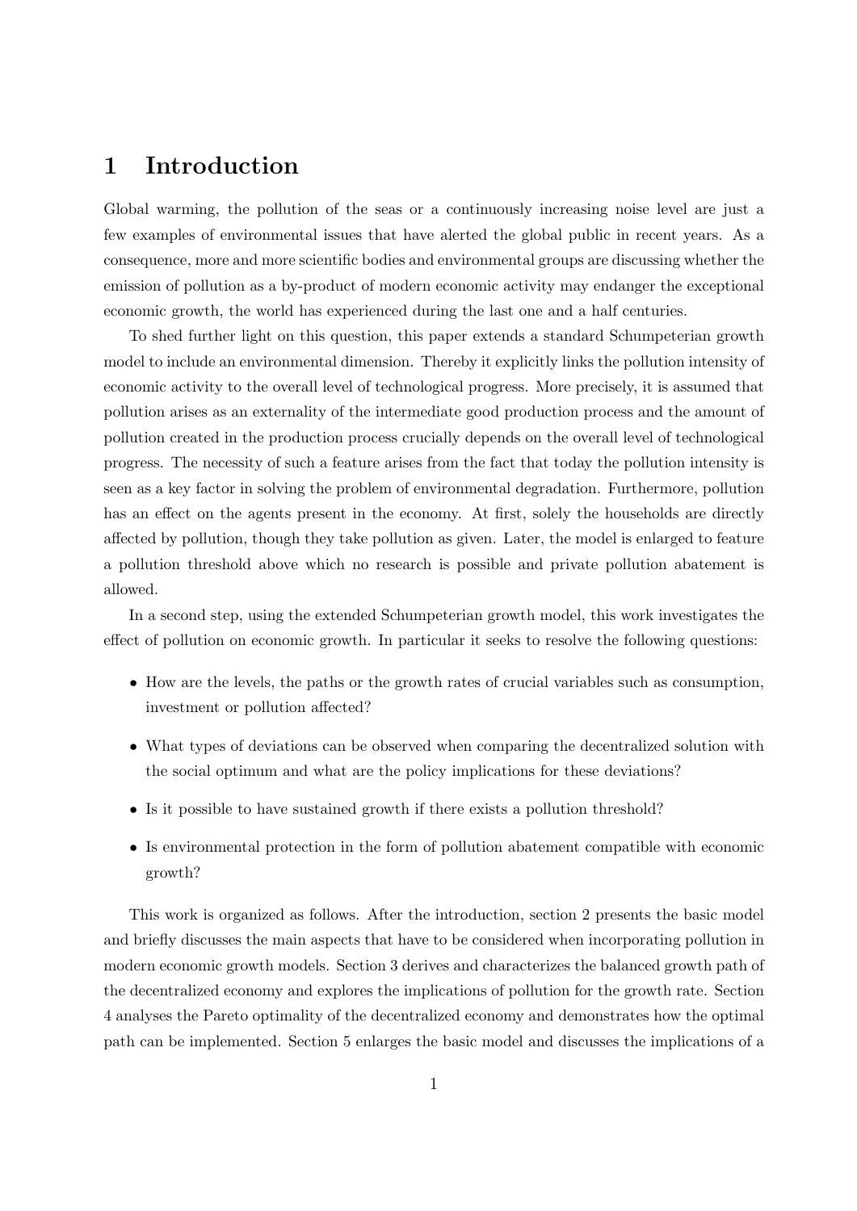# 1 Introduction

Global warming, the pollution of the seas or a continuously increasing noise level are just a few examples of environmental issues that have alerted the global public in recent years. As a consequence, more and more scientific bodies and environmental groups are discussing whether the emission of pollution as a by-product of modern economic activity may endanger the exceptional economic growth, the world has experienced during the last one and a half centuries.

To shed further light on this question, this paper extends a standard Schumpeterian growth model to include an environmental dimension. Thereby it explicitly links the pollution intensity of economic activity to the overall level of technological progress. More precisely, it is assumed that pollution arises as an externality of the intermediate good production process and the amount of pollution created in the production process crucially depends on the overall level of technological progress. The necessity of such a feature arises from the fact that today the pollution intensity is seen as a key factor in solving the problem of environmental degradation. Furthermore, pollution has an effect on the agents present in the economy. At first, solely the households are directly affected by pollution, though they take pollution as given. Later, the model is enlarged to feature a pollution threshold above which no research is possible and private pollution abatement is allowed.

In a second step, using the extended Schumpeterian growth model, this work investigates the effect of pollution on economic growth. In particular it seeks to resolve the following questions:

- How are the levels, the paths or the growth rates of crucial variables such as consumption, investment or pollution affected?
- What types of deviations can be observed when comparing the decentralized solution with the social optimum and what are the policy implications for these deviations?
- Is it possible to have sustained growth if there exists a pollution threshold?
- Is environmental protection in the form of pollution abatement compatible with economic growth?

This work is organized as follows. After the introduction, section 2 presents the basic model and briefly discusses the main aspects that have to be considered when incorporating pollution in modern economic growth models. Section 3 derives and characterizes the balanced growth path of the decentralized economy and explores the implications of pollution for the growth rate. Section 4 analyses the Pareto optimality of the decentralized economy and demonstrates how the optimal path can be implemented. Section 5 enlarges the basic model and discusses the implications of a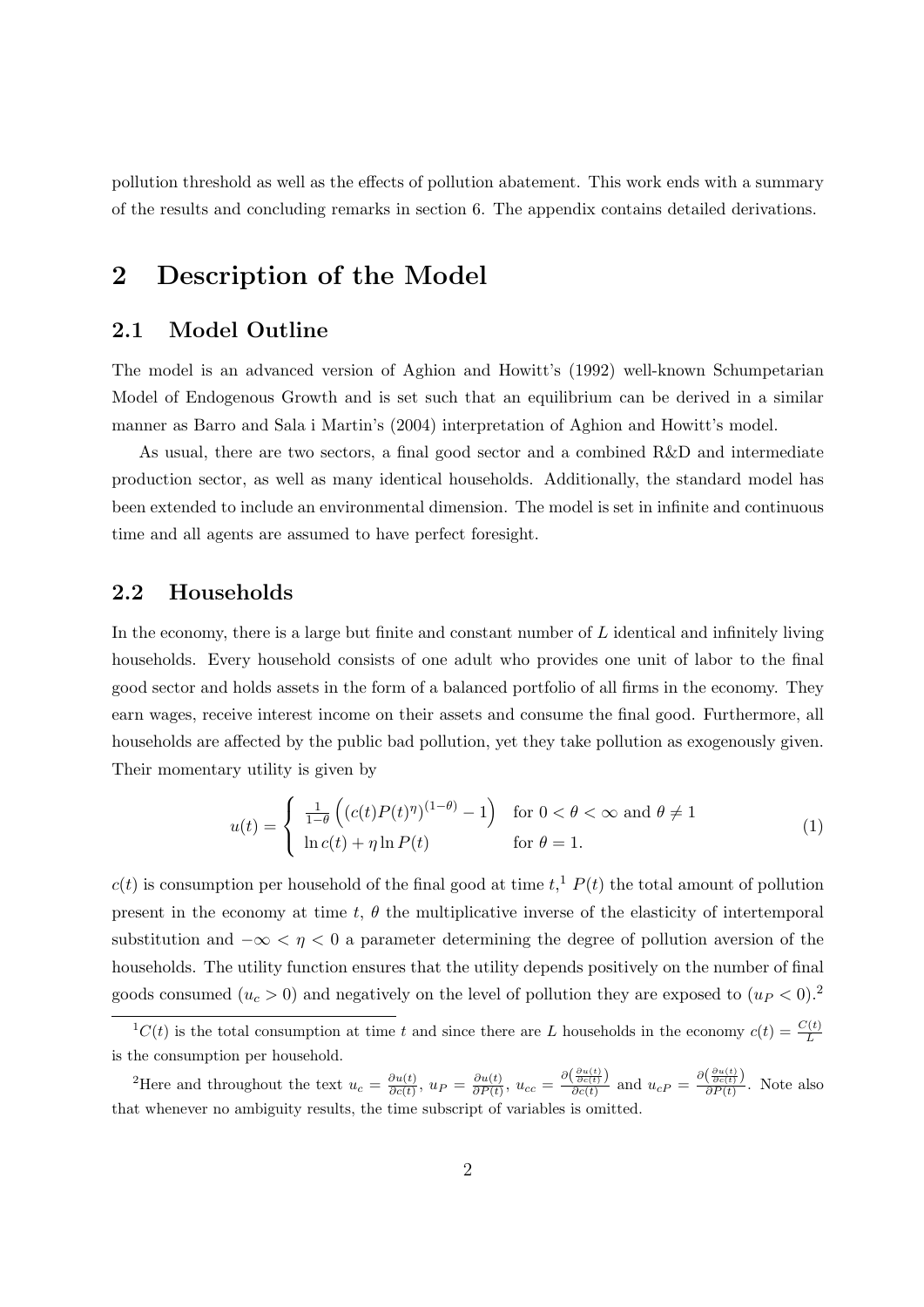pollution threshold as well as the effects of pollution abatement. This work ends with a summary of the results and concluding remarks in section 6. The appendix contains detailed derivations.

# 2 Description of the Model

## 2.1 Model Outline

The model is an advanced version of Aghion and Howitt's (1992) well-known Schumpetarian Model of Endogenous Growth and is set such that an equilibrium can be derived in a similar manner as Barro and Sala i Martin's (2004) interpretation of Aghion and Howitt's model.

As usual, there are two sectors, a final good sector and a combined R&D and intermediate production sector, as well as many identical households. Additionally, the standard model has been extended to include an environmental dimension. The model is set in infinite and continuous time and all agents are assumed to have perfect foresight.

## 2.2 Households

In the economy, there is a large but finite and constant number of $L$ identical and infinitely living households. Every household consists of one adult who provides one unit of labor to the final good sector and holds assets in the form of a balanced portfolio of all firms in the economy. They earn wages, receive interest income on their assets and consume the final good. Furthermore, all households are affected by the public bad pollution, yet they take pollution as exogenously given. Their momentary utility is given by

$$u(t) = \begin{cases} \frac{1}{1-\theta}\left(\left(c(t)P(t)^{\eta}\right)^{(1-\theta)} - 1\right) & \text{for } 0 < \theta < \infty \text{ and } \theta \neq 1 \\ \ln c(t) + \eta \ln P(t) & \text{for } \theta = 1. \end{cases} \tag{1}$$

$c(t)$ is consumption per household of the final good at time $t$,[1] $P(t)$ the total amount of pollution present in the economy at time $t$, $\theta$ the multiplicative inverse of the elasticity of intertemporal substitution and $-\infty < \eta < 0$ a parameter determining the degree of pollution aversion of the households. The utility function ensures that the utility depends positively on the number of final goods consumed ($u_c > 0$) and negatively on the level of pollution they are exposed to ($u_P < 0$).[2]

[1] $C(t)$ is the total consumption at time $t$ and since there are $L$ households in the economy $c(t) = \frac{C(t)}{L}$ is the consumption per household.

[2] Here and throughout the text $u_c = \frac{\partial u(t)}{\partial c(t)}$, $u_P = \frac{\partial u(t)}{\partial P(t)}$, $u_{cc} = \frac{\partial\left(\frac{\partial u(t)}{\partial c(t)}\right)}{\partial c(t)}$ and $u_{cP} = \frac{\partial\left(\frac{\partial u(t)}{\partial c(t)}\right)}{\partial P(t)}$. Note also that whenever no ambiguity results, the time subscript of variables is omitted.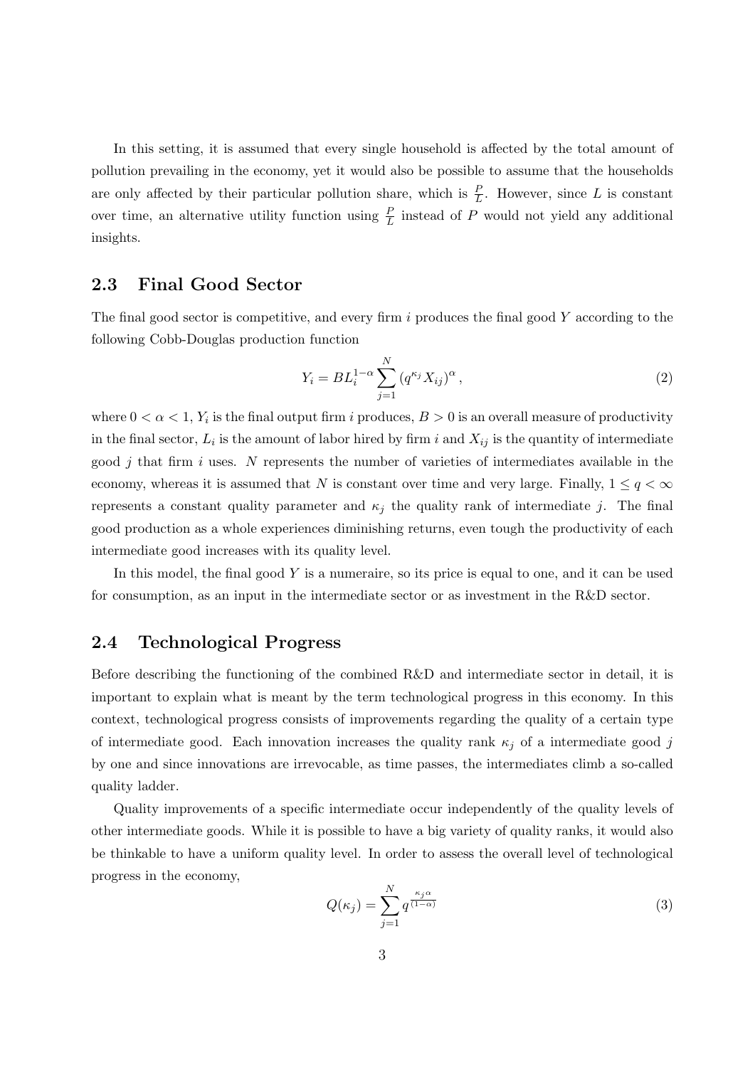In this setting, it is assumed that every single household is affected by the total amount of pollution prevailing in the economy, yet it would also be possible to assume that the households are only affected by their particular pollution share, which is $\frac{P}{L}$. However, since $L$ is constant over time, an alternative utility function using $\frac{P}{L}$ instead of $P$ would not yield any additional insights.

## 2.3 Final Good Sector

The final good sector is competitive, and every firm $i$ produces the final good $Y$ according to the following Cobb-Douglas production function

$$Y_i = BL_i^{1-\alpha} \sum_{j=1}^{N} \left(q^{\kappa_j} X_{ij}\right)^{\alpha}, \tag{2}$$

where $0 < \alpha < 1$, $Y_i$ is the final output firm $i$ produces, $B > 0$ is an overall measure of productivity in the final sector, $L_i$ is the amount of labor hired by firm $i$ and $X_{ij}$ is the quantity of intermediate good $j$ that firm $i$ uses. $N$ represents the number of varieties of intermediates available in the economy, whereas it is assumed that $N$ is constant over time and very large. Finally, $1 \leq q < \infty$ represents a constant quality parameter and $\kappa_j$ the quality rank of intermediate $j$. The final good production as a whole experiences diminishing returns, even tough the productivity of each intermediate good increases with its quality level.

In this model, the final good $Y$ is a numeraire, so its price is equal to one, and it can be used for consumption, as an input in the intermediate sector or as investment in the R&D sector.

## 2.4 Technological Progress

Before describing the functioning of the combined R&D and intermediate sector in detail, it is important to explain what is meant by the term technological progress in this economy. In this context, technological progress consists of improvements regarding the quality of a certain type of intermediate good. Each innovation increases the quality rank $\kappa_j$ of a intermediate good $j$ by one and since innovations are irrevocable, as time passes, the intermediates climb a so-called quality ladder.

Quality improvements of a specific intermediate occur independently of the quality levels of other intermediate goods. While it is possible to have a big variety of quality ranks, it would also be thinkable to have a uniform quality level. In order to assess the overall level of technological progress in the economy,

$$Q(\kappa_j) = \sum_{j=1}^{N} q^{\frac{\kappa_j \alpha}{(1-\alpha)}} \tag{3}$$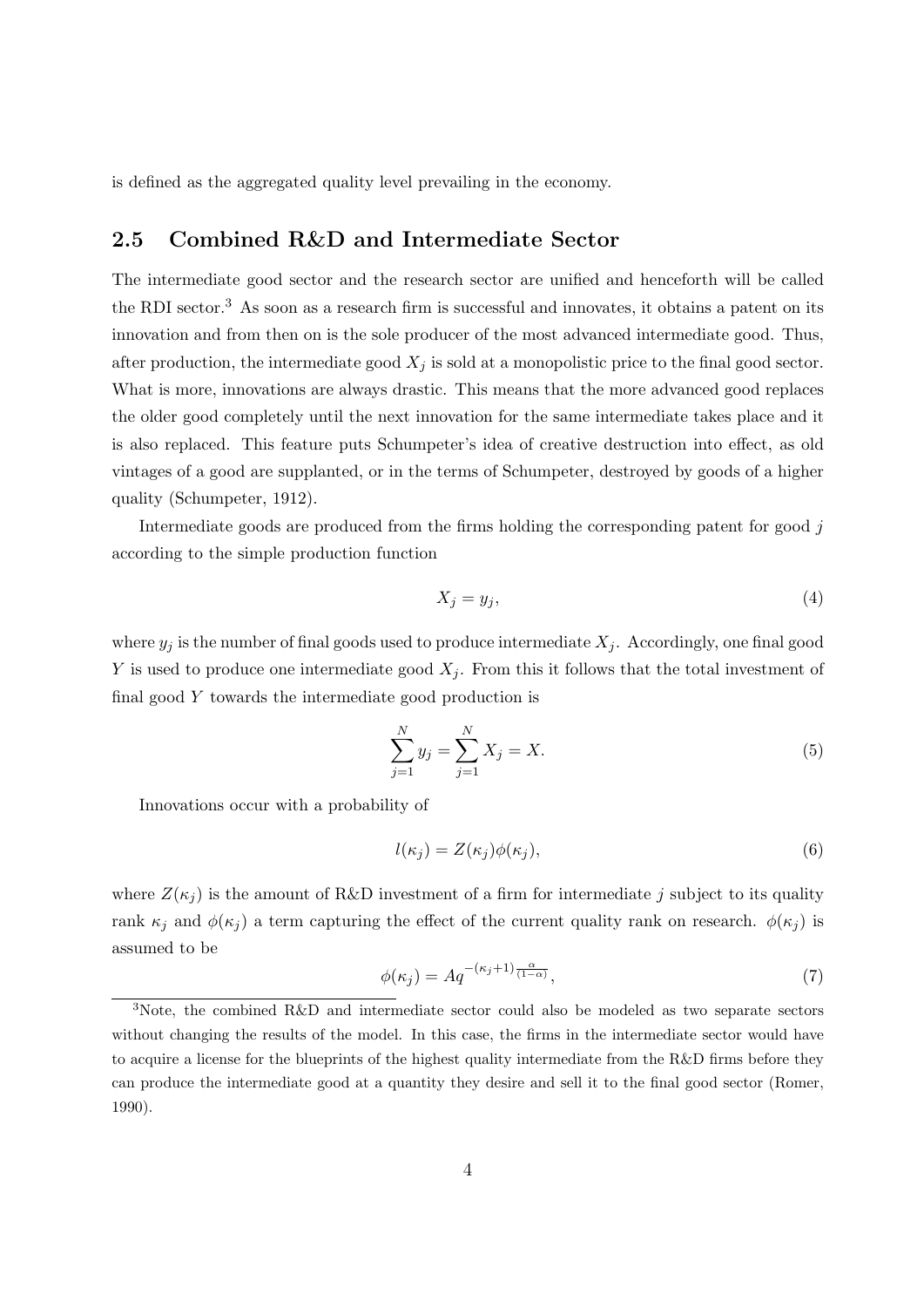is defined as the aggregated quality level prevailing in the economy.

### 2.5 Combined R&D and Intermediate Sector

The intermediate good sector and the research sector are unified and henceforth will be called the RDI sector.[3] As soon as a research firm is successful and innovates, it obtains a patent on its innovation and from then on is the sole producer of the most advanced intermediate good. Thus, after production, the intermediate good $X_j$ is sold at a monopolistic price to the final good sector. What is more, innovations are always drastic. This means that the more advanced good replaces the older good completely until the next innovation for the same intermediate takes place and it is also replaced. This feature puts Schumpeter's idea of creative destruction into effect, as old vintages of a good are supplanted, or in the terms of Schumpeter, destroyed by goods of a higher quality (Schumpeter, 1912).

Intermediate goods are produced from the firms holding the corresponding patent for good $j$ according to the simple production function

$$X_j = y_j, \tag{4}$$

where $y_j$ is the number of final goods used to produce intermediate $X_j$. Accordingly, one final good $Y$ is used to produce one intermediate good $X_j$. From this it follows that the total investment of final good $Y$ towards the intermediate good production is

$$\sum_{j=1}^{N} y_j = \sum_{j=1}^{N} X_j = X. \tag{5}$$

Innovations occur with a probability of

$$l(\kappa_j) = Z(\kappa_j)\phi(\kappa_j), \tag{6}$$

where $Z(\kappa_j)$ is the amount of R&D investment of a firm for intermediate $j$ subject to its quality rank $\kappa_j$ and $\phi(\kappa_j)$ a term capturing the effect of the current quality rank on research. $\phi(\kappa_j)$ is assumed to be

$$\phi(\kappa_j) = Aq^{-(\kappa_j+1)\frac{\alpha}{(1-\alpha)}}, \tag{7}$$

[3] Note, the combined R&D and intermediate sector could also be modeled as two separate sectors without changing the results of the model. In this case, the firms in the intermediate sector would have to acquire a license for the blueprints of the highest quality intermediate from the R&D firms before they can produce the intermediate good at a quantity they desire and sell it to the final good sector (Romer, 1990).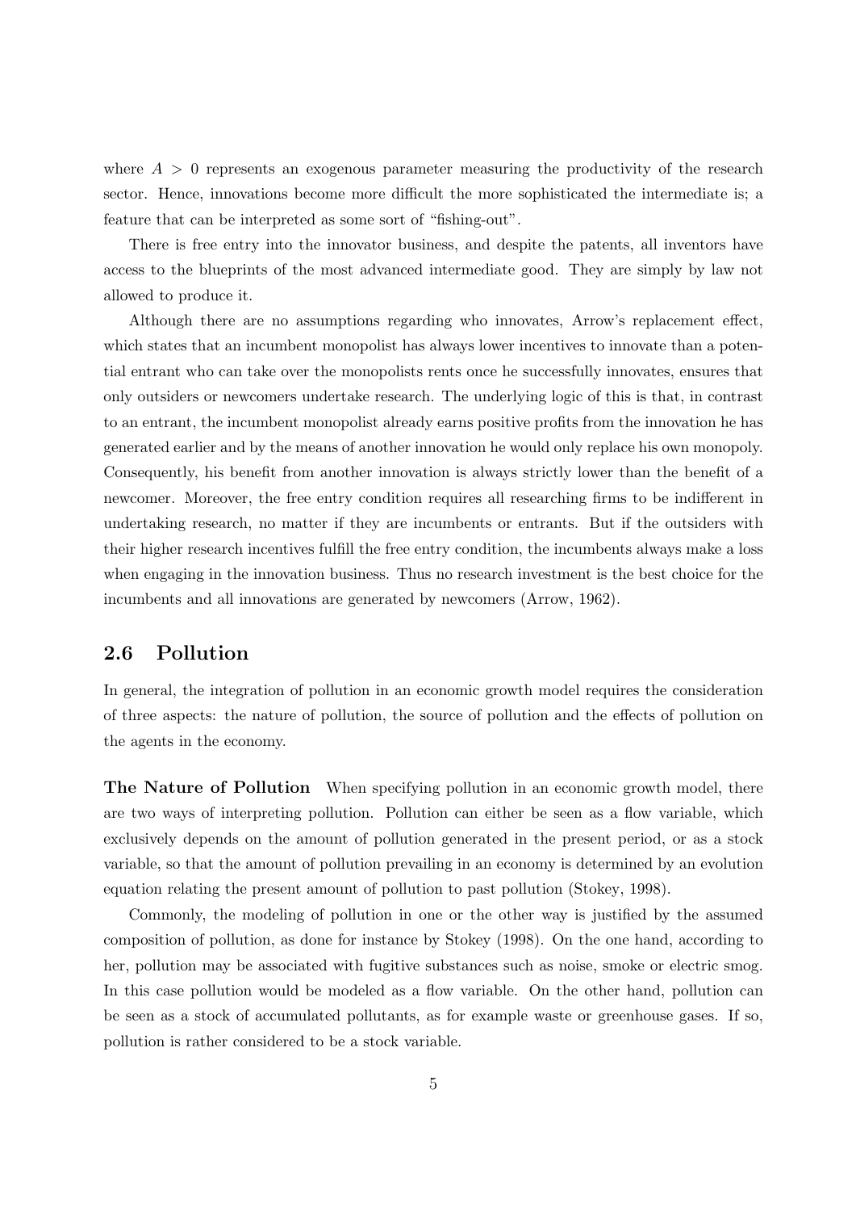where $A > 0$ represents an exogenous parameter measuring the productivity of the research sector. Hence, innovations become more difficult the more sophisticated the intermediate is; a feature that can be interpreted as some sort of "fishing-out".

There is free entry into the innovator business, and despite the patents, all inventors have access to the blueprints of the most advanced intermediate good. They are simply by law not allowed to produce it.

Although there are no assumptions regarding who innovates, Arrow's replacement effect, which states that an incumbent monopolist has always lower incentives to innovate than a potential entrant who can take over the monopolists rents once he successfully innovates, ensures that only outsiders or newcomers undertake research. The underlying logic of this is that, in contrast to an entrant, the incumbent monopolist already earns positive profits from the innovation he has generated earlier and by the means of another innovation he would only replace his own monopoly. Consequently, his benefit from another innovation is always strictly lower than the benefit of a newcomer. Moreover, the free entry condition requires all researching firms to be indifferent in undertaking research, no matter if they are incumbents or entrants. But if the outsiders with their higher research incentives fulfill the free entry condition, the incumbents always make a loss when engaging in the innovation business. Thus no research investment is the best choice for the incumbents and all innovations are generated by newcomers (Arrow, 1962).

## 2.6 Pollution

In general, the integration of pollution in an economic growth model requires the consideration of three aspects: the nature of pollution, the source of pollution and the effects of pollution on the agents in the economy.

**The Nature of Pollution** When specifying pollution in an economic growth model, there are two ways of interpreting pollution. Pollution can either be seen as a flow variable, which exclusively depends on the amount of pollution generated in the present period, or as a stock variable, so that the amount of pollution prevailing in an economy is determined by an evolution equation relating the present amount of pollution to past pollution (Stokey, 1998).

Commonly, the modeling of pollution in one or the other way is justified by the assumed composition of pollution, as done for instance by Stokey (1998). On the one hand, according to her, pollution may be associated with fugitive substances such as noise, smoke or electric smog. In this case pollution would be modeled as a flow variable. On the other hand, pollution can be seen as a stock of accumulated pollutants, as for example waste or greenhouse gases. If so, pollution is rather considered to be a stock variable.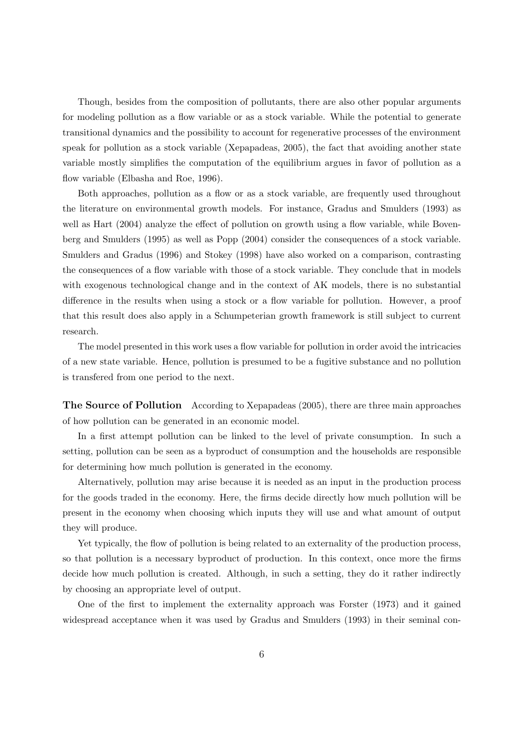Though, besides from the composition of pollutants, there are also other popular arguments for modeling pollution as a flow variable or as a stock variable. While the potential to generate transitional dynamics and the possibility to account for regenerative processes of the environment speak for pollution as a stock variable (Xepapadeas, 2005), the fact that avoiding another state variable mostly simplifies the computation of the equilibrium argues in favor of pollution as a flow variable (Elbasha and Roe, 1996).

Both approaches, pollution as a flow or as a stock variable, are frequently used throughout the literature on environmental growth models. For instance, Gradus and Smulders (1993) as well as Hart (2004) analyze the effect of pollution on growth using a flow variable, while Bovenberg and Smulders (1995) as well as Popp (2004) consider the consequences of a stock variable. Smulders and Gradus (1996) and Stokey (1998) have also worked on a comparison, contrasting the consequences of a flow variable with those of a stock variable. They conclude that in models with exogenous technological change and in the context of AK models, there is no substantial difference in the results when using a stock or a flow variable for pollution. However, a proof that this result does also apply in a Schumpeterian growth framework is still subject to current research.

The model presented in this work uses a flow variable for pollution in order avoid the intricacies of a new state variable. Hence, pollution is presumed to be a fugitive substance and no pollution is transfered from one period to the next.

**The Source of Pollution** According to Xepapadeas (2005), there are three main approaches of how pollution can be generated in an economic model.

In a first attempt pollution can be linked to the level of private consumption. In such a setting, pollution can be seen as a byproduct of consumption and the households are responsible for determining how much pollution is generated in the economy.

Alternatively, pollution may arise because it is needed as an input in the production process for the goods traded in the economy. Here, the firms decide directly how much pollution will be present in the economy when choosing which inputs they will use and what amount of output they will produce.

Yet typically, the flow of pollution is being related to an externality of the production process, so that pollution is a necessary byproduct of production. In this context, once more the firms decide how much pollution is created. Although, in such a setting, they do it rather indirectly by choosing an appropriate level of output.

One of the first to implement the externality approach was Forster (1973) and it gained widespread acceptance when it was used by Gradus and Smulders (1993) in their seminal con-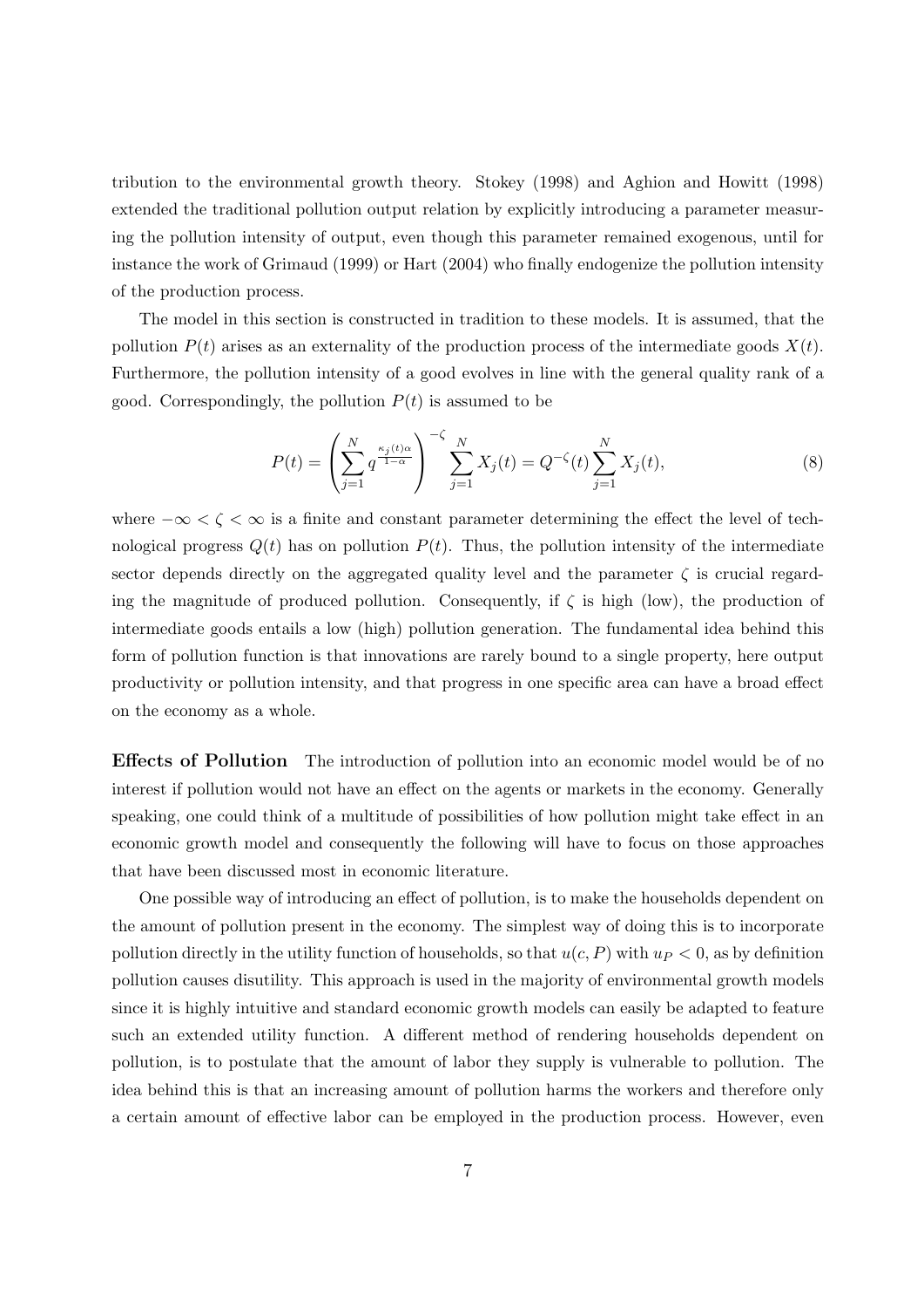tribution to the environmental growth theory. Stokey (1998) and Aghion and Howitt (1998) extended the traditional pollution output relation by explicitly introducing a parameter measuring the pollution intensity of output, even though this parameter remained exogenous, until for instance the work of Grimaud (1999) or Hart (2004) who finally endogenize the pollution intensity of the production process.

The model in this section is constructed in tradition to these models. It is assumed, that the pollution $P(t)$ arises as an externality of the production process of the intermediate goods $X(t)$. Furthermore, the pollution intensity of a good evolves in line with the general quality rank of a good. Correspondingly, the pollution $P(t)$ is assumed to be

$$P(t) = \left( \sum_{j=1}^{N} q^{\frac{\kappa_j(t)\alpha}{1-\alpha}} \right)^{-\zeta} \sum_{j=1}^{N} X_j(t) = Q^{-\zeta}(t) \sum_{j=1}^{N} X_j(t), \tag{8}$$

where $-\infty < \zeta < \infty$ is a finite and constant parameter determining the effect the level of technological progress $Q(t)$ has on pollution $P(t)$. Thus, the pollution intensity of the intermediate sector depends directly on the aggregated quality level and the parameter $\zeta$ is crucial regarding the magnitude of produced pollution. Consequently, if $\zeta$ is high (low), the production of intermediate goods entails a low (high) pollution generation. The fundamental idea behind this form of pollution function is that innovations are rarely bound to a single property, here output productivity or pollution intensity, and that progress in one specific area can have a broad effect on the economy as a whole.

**Effects of Pollution** The introduction of pollution into an economic model would be of no interest if pollution would not have an effect on the agents or markets in the economy. Generally speaking, one could think of a multitude of possibilities of how pollution might take effect in an economic growth model and consequently the following will have to focus on those approaches that have been discussed most in economic literature.

One possible way of introducing an effect of pollution, is to make the households dependent on the amount of pollution present in the economy. The simplest way of doing this is to incorporate pollution directly in the utility function of households, so that $u(c, P)$ with $u_P < 0$, as by definition pollution causes disutility. This approach is used in the majority of environmental growth models since it is highly intuitive and standard economic growth models can easily be adapted to feature such an extended utility function. A different method of rendering households dependent on pollution, is to postulate that the amount of labor they supply is vulnerable to pollution. The idea behind this is that an increasing amount of pollution harms the workers and therefore only a certain amount of effective labor can be employed in the production process. However, even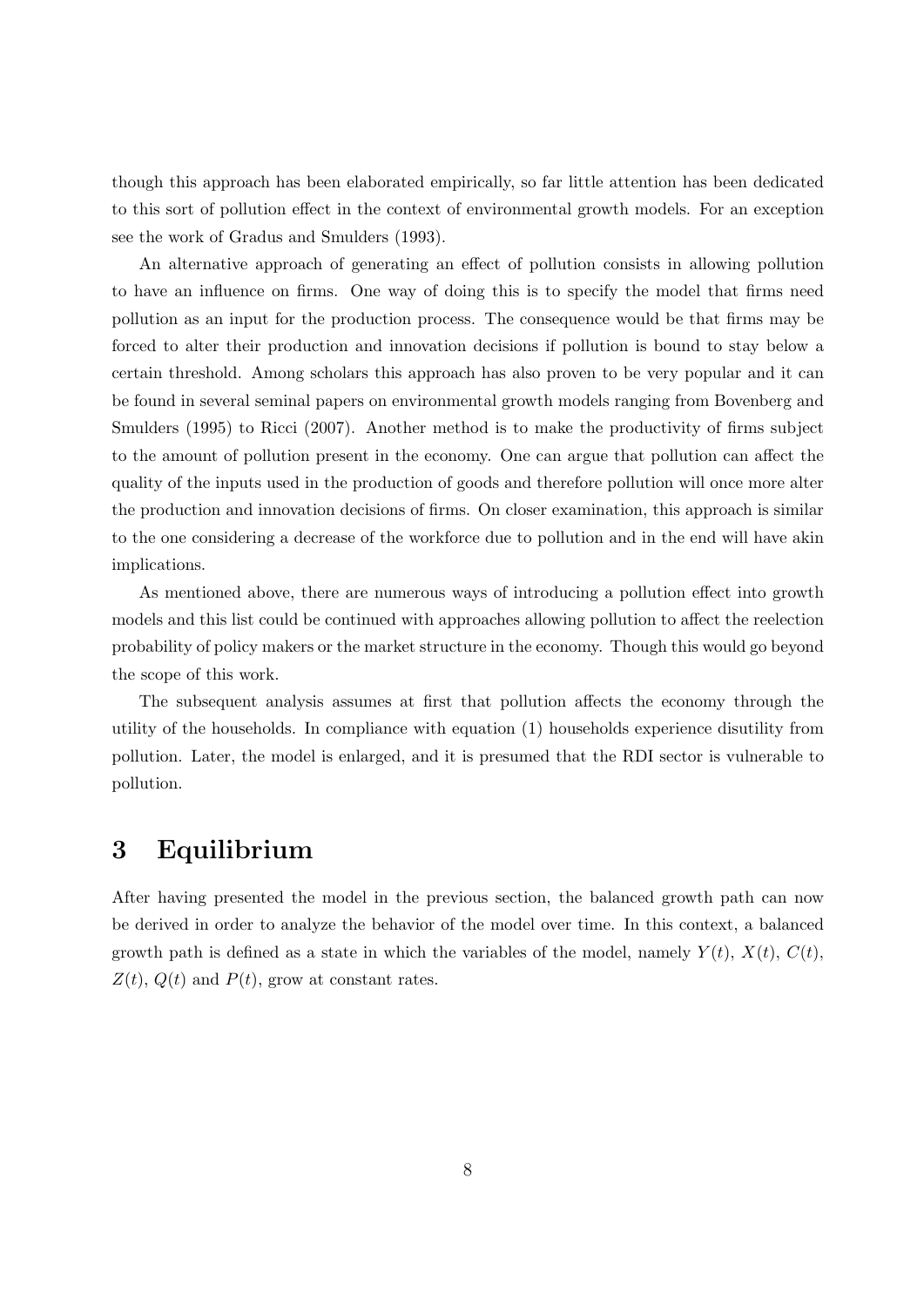though this approach has been elaborated empirically, so far little attention has been dedicated to this sort of pollution effect in the context of environmental growth models. For an exception see the work of Gradus and Smulders (1993).

An alternative approach of generating an effect of pollution consists in allowing pollution to have an influence on firms. One way of doing this is to specify the model that firms need pollution as an input for the production process. The consequence would be that firms may be forced to alter their production and innovation decisions if pollution is bound to stay below a certain threshold. Among scholars this approach has also proven to be very popular and it can be found in several seminal papers on environmental growth models ranging from Bovenberg and Smulders (1995) to Ricci (2007). Another method is to make the productivity of firms subject to the amount of pollution present in the economy. One can argue that pollution can affect the quality of the inputs used in the production of goods and therefore pollution will once more alter the production and innovation decisions of firms. On closer examination, this approach is similar to the one considering a decrease of the workforce due to pollution and in the end will have akin implications.

As mentioned above, there are numerous ways of introducing a pollution effect into growth models and this list could be continued with approaches allowing pollution to affect the reelection probability of policy makers or the market structure in the economy. Though this would go beyond the scope of this work.

The subsequent analysis assumes at first that pollution affects the economy through the utility of the households. In compliance with equation (1) households experience disutility from pollution. Later, the model is enlarged, and it is presumed that the RDI sector is vulnerable to pollution.

# 3 Equilibrium

After having presented the model in the previous section, the balanced growth path can now be derived in order to analyze the behavior of the model over time. In this context, a balanced growth path is defined as a state in which the variables of the model, namely $Y(t)$, $X(t)$, $C(t)$, $Z(t)$, $Q(t)$ and $P(t)$, grow at constant rates.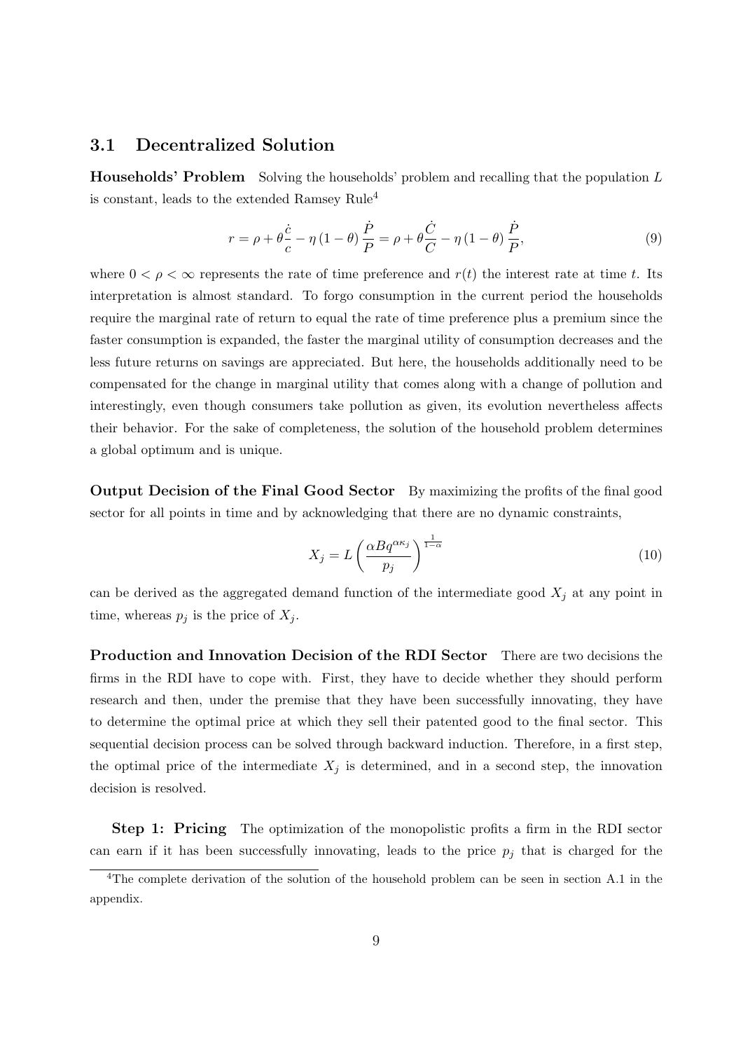## 3.1 Decentralized Solution

**Households' Problem** Solving the households' problem and recalling that the population $L$ is constant, leads to the extended Ramsey Rule[4]

$$r = \rho + \theta \frac{\dot{c}}{c} - \eta (1 - \theta) \frac{\dot{P}}{P} = \rho + \theta \frac{\dot{C}}{C} - \eta (1 - \theta) \frac{\dot{P}}{P}, \tag{9}$$

where $0 < \rho < \infty$ represents the rate of time preference and $r(t)$ the interest rate at time $t$. Its interpretation is almost standard. To forgo consumption in the current period the households require the marginal rate of return to equal the rate of time preference plus a premium since the faster consumption is expanded, the faster the marginal utility of consumption decreases and the less future returns on savings are appreciated. But here, the households additionally need to be compensated for the change in marginal utility that comes along with a change of pollution and interestingly, even though consumers take pollution as given, its evolution nevertheless affects their behavior. For the sake of completeness, the solution of the household problem determines a global optimum and is unique.

**Output Decision of the Final Good Sector** By maximizing the profits of the final good sector for all points in time and by acknowledging that there are no dynamic constraints,

$$X_j = L \left( \frac{\alpha B q^{\alpha \kappa_j}}{p_j} \right)^{\frac{1}{1-\alpha}} \tag{10}$$

can be derived as the aggregated demand function of the intermediate good $X_j$ at any point in time, whereas $p_j$ is the price of $X_j$.

**Production and Innovation Decision of the RDI Sector** There are two decisions the firms in the RDI have to cope with. First, they have to decide whether they should perform research and then, under the premise that they have been successfully innovating, they have to determine the optimal price at which they sell their patented good to the final sector. This sequential decision process can be solved through backward induction. Therefore, in a first step, the optimal price of the intermediate $X_j$ is determined, and in a second step, the innovation decision is resolved.

**Step 1: Pricing** The optimization of the monopolistic profits a firm in the RDI sector can earn if it has been successfully innovating, leads to the price $p_j$ that is charged for the

[4] The complete derivation of the solution of the household problem can be seen in section A.1 in the appendix.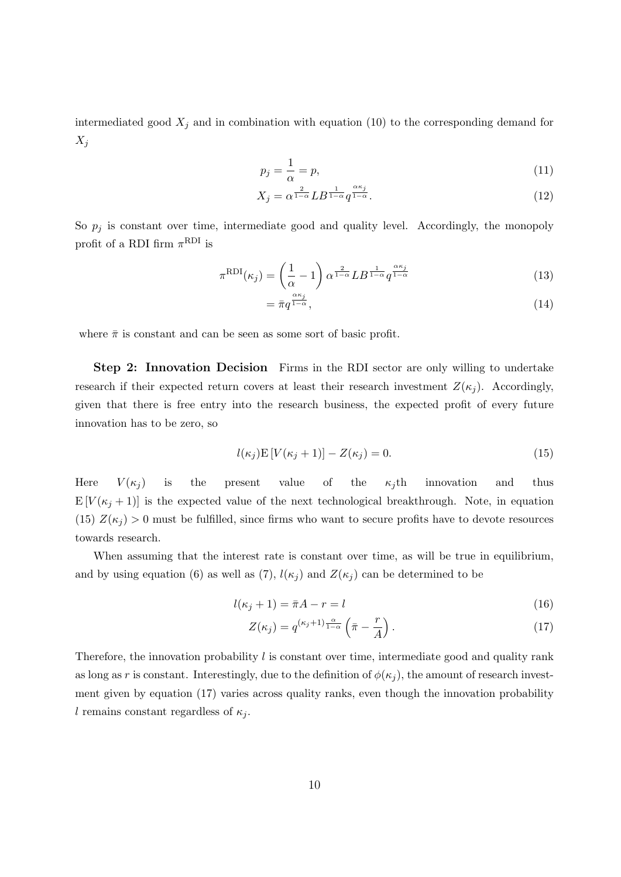intermediated good $X_j$ and in combination with equation (10) to the corresponding demand for $X_j$

$$p_j = \frac{1}{\alpha} = p, \tag{11}$$

$$X_j = \alpha^{\frac{2}{1-\alpha}} L B^{\frac{1}{1-\alpha}} q^{\frac{\alpha \kappa_j}{1-\alpha}}. \tag{12}$$

So $p_j$ is constant over time, intermediate good and quality level. Accordingly, the monopoly profit of a RDI firm $\pi^{\text{RDI}}$ is

$$\pi^{\text{RDI}}(\kappa_j) = \left(\frac{1}{\alpha} - 1\right) \alpha^{\frac{2}{1-\alpha}} L B^{\frac{1}{1-\alpha}} q^{\frac{\alpha \kappa_j}{1-\alpha}} \tag{13}$$

$$= \bar{\pi} q^{\frac{\alpha \kappa_j}{1-\alpha}}, \tag{14}$$

where $\bar{\pi}$ is constant and can be seen as some sort of basic profit.

**Step 2: Innovation Decision** Firms in the RDI sector are only willing to undertake research if their expected return covers at least their research investment $Z(\kappa_j)$. Accordingly, given that there is free entry into the research business, the expected profit of every future innovation has to be zero, so

$$l(\kappa_j) \mathrm{E}\left[V(\kappa_j + 1)\right] - Z(\kappa_j) = 0. \tag{15}$$

Here $V(\kappa_j)$ is the present value of the $\kappa_j$th innovation and thus $\mathrm{E}\left[V(\kappa_j + 1)\right]$ is the expected value of the next technological breakthrough. Note, in equation (15) $Z(\kappa_j) > 0$ must be fulfilled, since firms who want to secure profits have to devote resources towards research.

When assuming that the interest rate is constant over time, as will be true in equilibrium, and by using equation (6) as well as (7), $l(\kappa_j)$ and $Z(\kappa_j)$ can be determined to be

$$l(\kappa_j + 1) = \bar{\pi} A - r = l \tag{16}$$

$$Z(\kappa_j) = q^{(\kappa_j + 1)\frac{\alpha}{1-\alpha}} \left(\bar{\pi} - \frac{r}{A}\right). \tag{17}$$

Therefore, the innovation probability $l$ is constant over time, intermediate good and quality rank as long as $r$ is constant. Interestingly, due to the definition of $\phi(\kappa_j)$, the amount of research investment given by equation (17) varies across quality ranks, even though the innovation probability $l$ remains constant regardless of $\kappa_j$.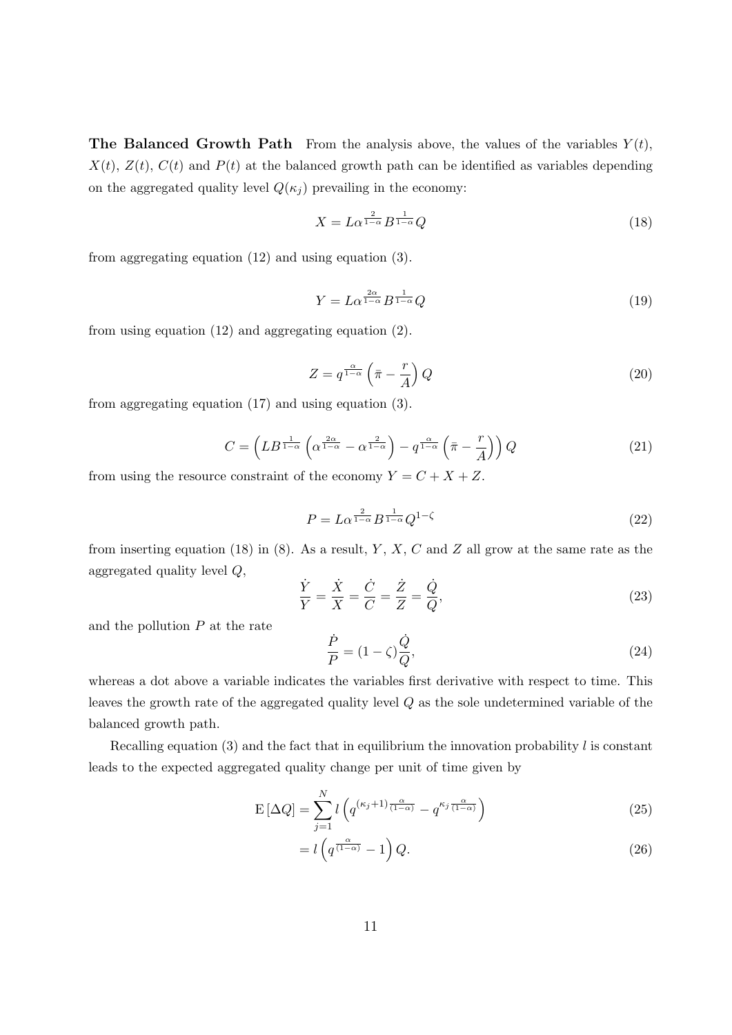**The Balanced Growth Path** From the analysis above, the values of the variables $Y(t)$, $X(t)$, $Z(t)$, $C(t)$ and $P(t)$ at the balanced growth path can be identified as variables depending on the aggregated quality level $Q(\kappa_j)$ prevailing in the economy:

$$X = L\alpha^{\frac{2}{1-\alpha}} B^{\frac{1}{1-\alpha}} Q \tag{18}$$

from aggregating equation (12) and using equation (3).

$$Y = L\alpha^{\frac{2\alpha}{1-\alpha}} B^{\frac{1}{1-\alpha}} Q \tag{19}$$

from using equation (12) and aggregating equation (2).

$$Z = q^{\frac{\alpha}{1-\alpha}} \left( \bar{\pi} - \frac{r}{A} \right) Q \tag{20}$$

from aggregating equation (17) and using equation (3).

$$C = \left( LB^{\frac{1}{1-\alpha}} \left( \alpha^{\frac{2\alpha}{1-\alpha}} - \alpha^{\frac{2}{1-\alpha}} \right) - q^{\frac{\alpha}{1-\alpha}} \left( \bar{\pi} - \frac{r}{A} \right) \right) Q \tag{21}$$

from using the resource constraint of the economy $Y = C + X + Z$.

$$P = L\alpha^{\frac{2}{1-\alpha}} B^{\frac{1}{1-\alpha}} Q^{1-\zeta} \tag{22}$$

from inserting equation (18) in (8). As a result, $Y$, $X$, $C$ and $Z$ all grow at the same rate as the aggregated quality level $Q$,

$$\frac{\dot{Y}}{Y} = \frac{\dot{X}}{X} = \frac{\dot{C}}{C} = \frac{\dot{Z}}{Z} = \frac{\dot{Q}}{Q}, \tag{23}$$

and the pollution $P$ at the rate

$$\frac{\dot{P}}{P} = (1 - \zeta) \frac{\dot{Q}}{Q}, \tag{24}$$

whereas a dot above a variable indicates the variables first derivative with respect to time. This leaves the growth rate of the aggregated quality level $Q$ as the sole undetermined variable of the balanced growth path.

Recalling equation (3) and the fact that in equilibrium the innovation probability $l$ is constant leads to the expected aggregated quality change per unit of time given by

$$\mathrm{E}\left[\Delta Q\right] = \sum_{j=1}^{N} l \left( q^{(\kappa_j+1)\frac{\alpha}{(1-\alpha)}} - q^{\kappa_j \frac{\alpha}{(1-\alpha)}} \right) \tag{25}$$

$$= l \left( q^{\frac{\alpha}{(1-\alpha)}} - 1 \right) Q. \tag{26}$$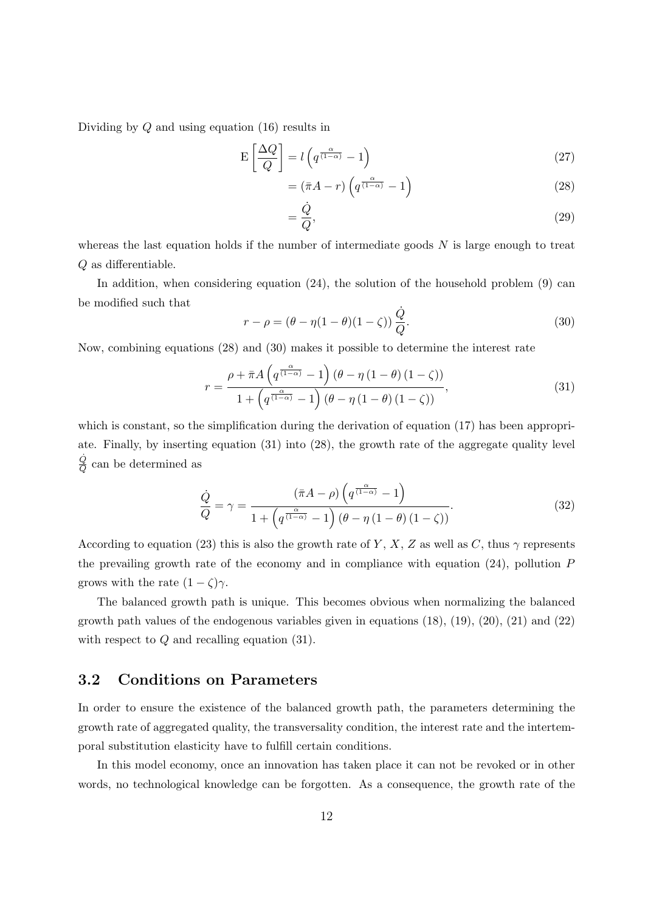Dividing by $Q$ and using equation (16) results in

$$\mathrm{E}\left[\frac{\Delta Q}{Q}\right] = l\left(q^{\frac{\alpha}{(1-\alpha)}} - 1\right) \tag{27}$$

$$= (\bar{\pi}A - r)\left(q^{\frac{\alpha}{(1-\alpha)}} - 1\right) \tag{28}$$

$$= \frac{\dot{Q}}{Q}, \tag{29}$$

whereas the last equation holds if the number of intermediate goods $N$ is large enough to treat $Q$ as differentiable.

In addition, when considering equation (24), the solution of the household problem (9) can be modified such that

$$r - \rho = (\theta - \eta(1-\theta)(1-\zeta))\frac{\dot{Q}}{Q}. \tag{30}$$

Now, combining equations (28) and (30) makes it possible to determine the interest rate

$$r = \frac{\rho + \bar{\pi}A\left(q^{\frac{\alpha}{(1-\alpha)}} - 1\right)(\theta - \eta(1-\theta)(1-\zeta))}{1 + \left(q^{\frac{\alpha}{(1-\alpha)}} - 1\right)(\theta - \eta(1-\theta)(1-\zeta))}, \tag{31}$$

which is constant, so the simplification during the derivation of equation (17) has been appropriate. Finally, by inserting equation (31) into (28), the growth rate of the aggregate quality level $\frac{\dot{Q}}{Q}$ can be determined as

$$\frac{\dot{Q}}{Q} = \gamma = \frac{(\bar{\pi}A - \rho)\left(q^{\frac{\alpha}{(1-\alpha)}} - 1\right)}{1 + \left(q^{\frac{\alpha}{(1-\alpha)}} - 1\right)(\theta - \eta(1-\theta)(1-\zeta))}. \tag{32}$$

According to equation (23) this is also the growth rate of $Y$, $X$, $Z$ as well as $C$, thus $\gamma$ represents the prevailing growth rate of the economy and in compliance with equation (24), pollution $P$ grows with the rate $(1-\zeta)\gamma$.

The balanced growth path is unique. This becomes obvious when normalizing the balanced growth path values of the endogenous variables given in equations (18), (19), (20), (21) and (22) with respect to $Q$ and recalling equation (31).

## 3.2 Conditions on Parameters

In order to ensure the existence of the balanced growth path, the parameters determining the growth rate of aggregated quality, the transversality condition, the interest rate and the intertemporal substitution elasticity have to fulfill certain conditions.

In this model economy, once an innovation has taken place it can not be revoked or in other words, no technological knowledge can be forgotten. As a consequence, the growth rate of the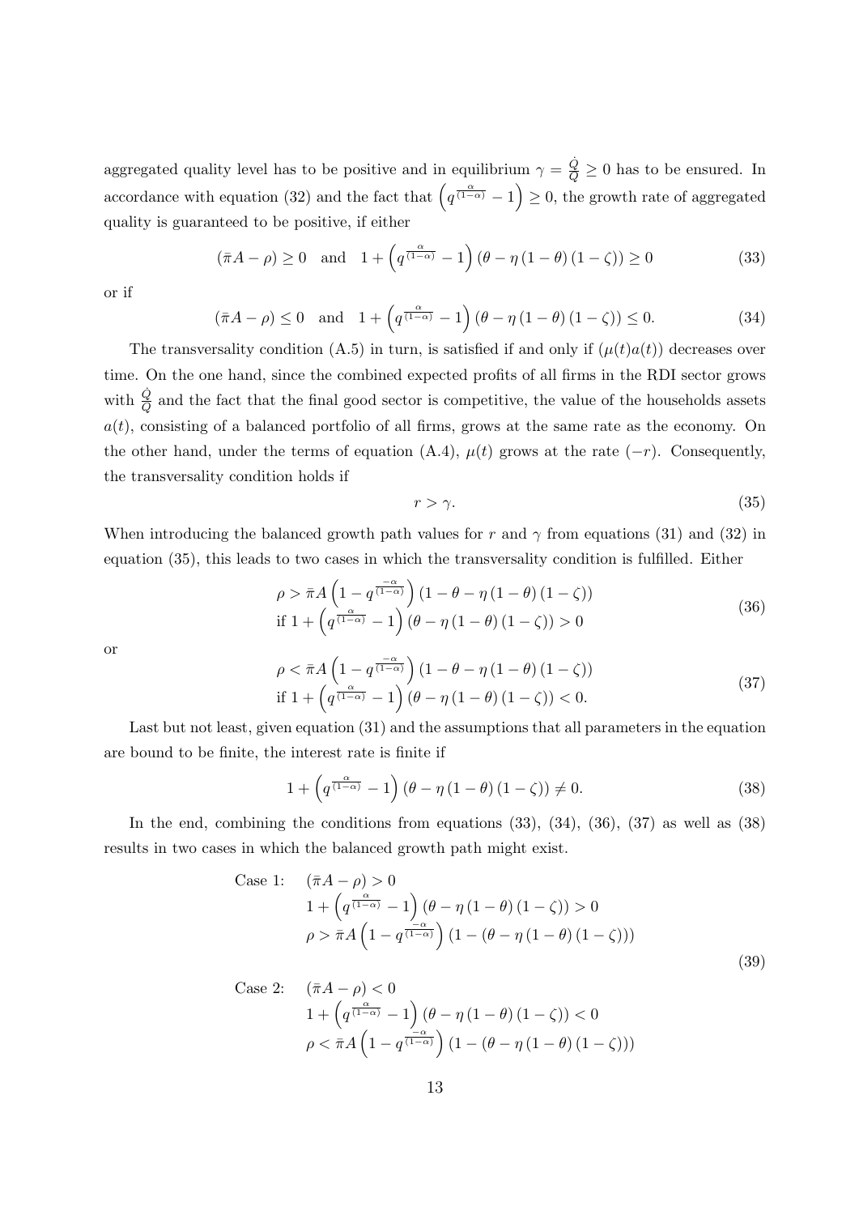aggregated quality level has to be positive and in equilibrium $\gamma = \frac{\dot{Q}}{Q} \geq 0$ has to be ensured. In accordance with equation (32) and the fact that $\left(q^{\frac{\alpha}{(1-\alpha)}} - 1\right) \geq 0$, the growth rate of aggregated quality is guaranteed to be positive, if either

$$
(\bar{\pi}A - \rho) \geq 0 \quad \text{and} \quad 1 + \left(q^{\frac{\alpha}{(1-\alpha)}} - 1\right)\left(\theta - \eta\left(1-\theta\right)\left(1-\zeta\right)\right) \geq 0 \tag{33}
$$

or if

$$
(\bar{\pi}A - \rho) \leq 0 \quad \text{and} \quad 1 + \left(q^{\frac{\alpha}{(1-\alpha)}} - 1\right)\left(\theta - \eta\left(1-\theta\right)\left(1-\zeta\right)\right) \leq 0. \tag{34}
$$

The transversality condition (A.5) in turn, is satisfied if and only if $(\mu(t)a(t))$ decreases over time. On the one hand, since the combined expected profits of all firms in the RDI sector grows with $\frac{\dot{Q}}{Q}$ and the fact that the final good sector is competitive, the value of the households assets $a(t)$, consisting of a balanced portfolio of all firms, grows at the same rate as the economy. On the other hand, under the terms of equation (A.4), $\mu(t)$ grows at the rate $(-r)$. Consequently, the transversality condition holds if

$$
r > \gamma. \tag{35}
$$

When introducing the balanced growth path values for $r$ and $\gamma$ from equations (31) and (32) in equation (35), this leads to two cases in which the transversality condition is fulfilled. Either

$$
\begin{aligned}
&\rho > \bar{\pi}A\left(1 - q^{\frac{-\alpha}{(1-\alpha)}}\right)\left(1 - \theta - \eta\left(1-\theta\right)\left(1-\zeta\right)\right) \\
&\text{if } 1 + \left(q^{\frac{\alpha}{(1-\alpha)}} - 1\right)\left(\theta - \eta\left(1-\theta\right)\left(1-\zeta\right)\right) > 0
\end{aligned} \tag{36}
$$

or

$$
\begin{aligned}
&\rho < \bar{\pi}A\left(1 - q^{\frac{-\alpha}{(1-\alpha)}}\right)\left(1 - \theta - \eta\left(1-\theta\right)\left(1-\zeta\right)\right) \\
&\text{if } 1 + \left(q^{\frac{\alpha}{(1-\alpha)}} - 1\right)\left(\theta - \eta\left(1-\theta\right)\left(1-\zeta\right)\right) < 0.
\end{aligned} \tag{37}
$$

Last but not least, given equation (31) and the assumptions that all parameters in the equation are bound to be finite, the interest rate is finite if

$$
1 + \left(q^{\frac{\alpha}{(1-\alpha)}} - 1\right)\left(\theta - \eta\left(1-\theta\right)\left(1-\zeta\right)\right) \neq 0. \tag{38}
$$

In the end, combining the conditions from equations (33), (34), (36), (37) as well as (38) results in two cases in which the balanced growth path might exist.

$$
\begin{aligned}
\text{Case 1:} \quad & (\bar{\pi}A - \rho) > 0 \\
& 1 + \left(q^{\frac{\alpha}{(1-\alpha)}} - 1\right)\left(\theta - \eta\left(1-\theta\right)\left(1-\zeta\right)\right) > 0 \\
& \rho > \bar{\pi}A\left(1 - q^{\frac{-\alpha}{(1-\alpha)}}\right)\left(1 - \left(\theta - \eta\left(1-\theta\right)\left(1-\zeta\right)\right)\right) \\
\text{Case 2:} \quad & (\bar{\pi}A - \rho) < 0 \\
& 1 + \left(q^{\frac{\alpha}{(1-\alpha)}} - 1\right)\left(\theta - \eta\left(1-\theta\right)\left(1-\zeta\right)\right) < 0 \\
& \rho < \bar{\pi}A\left(1 - q^{\frac{-\alpha}{(1-\alpha)}}\right)\left(1 - \left(\theta - \eta\left(1-\theta\right)\left(1-\zeta\right)\right)\right)
\end{aligned} \tag{39}
$$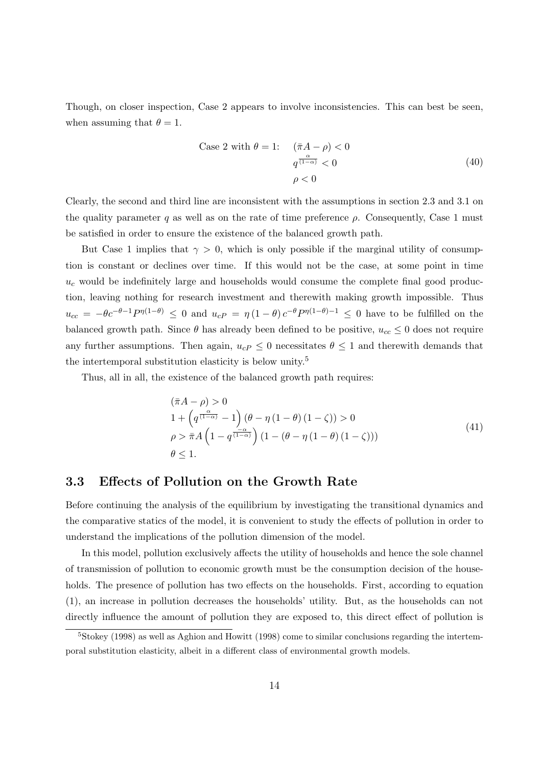Though, on closer inspection, Case 2 appears to involve inconsistencies. This can best be seen, when assuming that $\theta = 1$.

$$
\text{Case 2 with } \theta = 1: \quad \begin{aligned} &(\bar{\pi}A - \rho) < 0 \\ &q^{\frac{\alpha}{(1-\alpha)}} < 0 \\ &\rho < 0 \end{aligned} \tag{40}
$$

Clearly, the second and third line are inconsistent with the assumptions in section 2.3 and 3.1 on the quality parameter $q$ as well as on the rate of time preference $\rho$. Consequently, Case 1 must be satisfied in order to ensure the existence of the balanced growth path.

But Case 1 implies that $\gamma > 0$, which is only possible if the marginal utility of consumption is constant or declines over time. If this would not be the case, at some point in time $u_c$ would be indefinitely large and households would consume the complete final good production, leaving nothing for research investment and therewith making growth impossible. Thus $u_{cc} = -\theta c^{-\theta-1} P^{\eta(1-\theta)} \leq 0$ and $u_{cP} = \eta(1-\theta) c^{-\theta} P^{\eta(1-\theta)-1} \leq 0$ have to be fulfilled on the balanced growth path. Since $\theta$ has already been defined to be positive, $u_{cc} \leq 0$ does not require any further assumptions. Then again, $u_{cP} \leq 0$ necessitates $\theta \leq 1$ and therewith demands that the intertemporal substitution elasticity is below unity.[5]

Thus, all in all, the existence of the balanced growth path requires:

$$
\begin{aligned}
&(\bar{\pi}A - \rho) > 0 \\
&1 + \left(q^{\frac{\alpha}{(1-\alpha)}} - 1\right)(\theta - \eta(1-\theta)(1-\zeta)) > 0 \\
&\rho > \bar{\pi}A\left(1 - q^{\frac{-\alpha}{(1-\alpha)}}\right)(1 - (\theta - \eta(1-\theta)(1-\zeta))) \\
&\theta \leq 1.
\end{aligned} \tag{41}
$$

### 3.3 Effects of Pollution on the Growth Rate

Before continuing the analysis of the equilibrium by investigating the transitional dynamics and the comparative statics of the model, it is convenient to study the effects of pollution in order to understand the implications of the pollution dimension of the model.

In this model, pollution exclusively affects the utility of households and hence the sole channel of transmission of pollution to economic growth must be the consumption decision of the households. The presence of pollution has two effects on the households. First, according to equation (1), an increase in pollution decreases the households' utility. But, as the households can not directly influence the amount of pollution they are exposed to, this direct effect of pollution is

[5] Stokey (1998) as well as Aghion and Howitt (1998) come to similar conclusions regarding the intertemporal substitution elasticity, albeit in a different class of environmental growth models.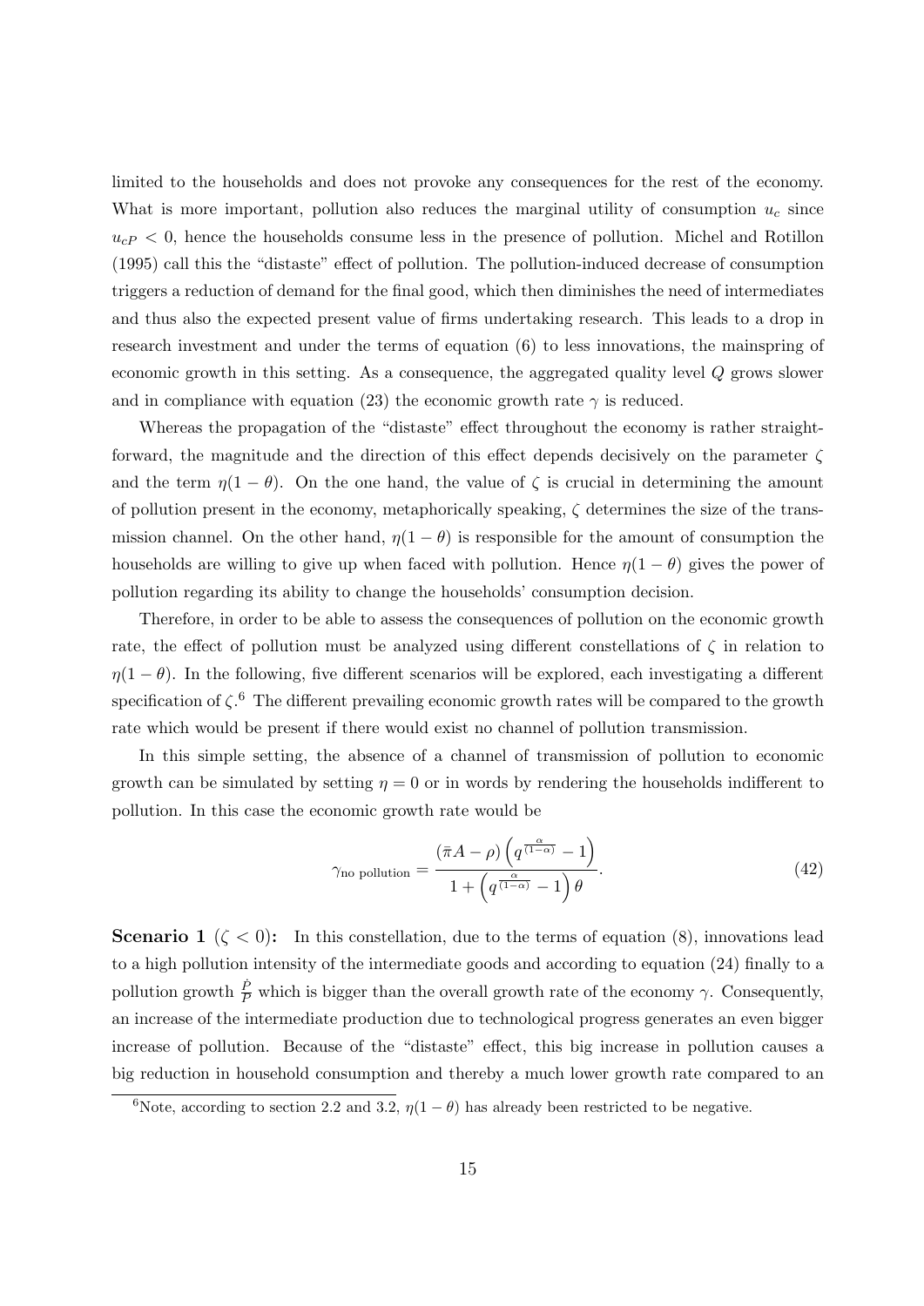limited to the households and does not provoke any consequences for the rest of the economy. What is more important, pollution also reduces the marginal utility of consumption $u_c$ since $u_{cP} < 0$, hence the households consume less in the presence of pollution. Michel and Rotillon (1995) call this the "distaste" effect of pollution. The pollution-induced decrease of consumption triggers a reduction of demand for the final good, which then diminishes the need of intermediates and thus also the expected present value of firms undertaking research. This leads to a drop in research investment and under the terms of equation (6) to less innovations, the mainspring of economic growth in this setting. As a consequence, the aggregated quality level $Q$ grows slower and in compliance with equation (23) the economic growth rate $\gamma$ is reduced.

Whereas the propagation of the "distaste" effect throughout the economy is rather straightforward, the magnitude and the direction of this effect depends decisively on the parameter $\zeta$ and the term $\eta(1-\theta)$. On the one hand, the value of $\zeta$ is crucial in determining the amount of pollution present in the economy, metaphorically speaking, $\zeta$ determines the size of the transmission channel. On the other hand, $\eta(1-\theta)$ is responsible for the amount of consumption the households are willing to give up when faced with pollution. Hence $\eta(1-\theta)$ gives the power of pollution regarding its ability to change the households' consumption decision.

Therefore, in order to be able to assess the consequences of pollution on the economic growth rate, the effect of pollution must be analyzed using different constellations of $\zeta$ in relation to $\eta(1-\theta)$. In the following, five different scenarios will be explored, each investigating a different specification of $\zeta$.[6] The different prevailing economic growth rates will be compared to the growth rate which would be present if there would exist no channel of pollution transmission.

In this simple setting, the absence of a channel of transmission of pollution to economic growth can be simulated by setting $\eta = 0$ or in words by rendering the households indifferent to pollution. In this case the economic growth rate would be

$$\gamma_{\text{no pollution}} = \frac{(\bar{\pi}A - \rho)\left(q^{\frac{\alpha}{(1-\alpha)}} - 1\right)}{1 + \left(q^{\frac{\alpha}{(1-\alpha)}} - 1\right)\theta}. \tag{42}$$

**Scenario 1 ($\zeta < 0$):** In this constellation, due to the terms of equation (8), innovations lead to a high pollution intensity of the intermediate goods and according to equation (24) finally to a pollution growth $\frac{\dot{P}}{P}$ which is bigger than the overall growth rate of the economy $\gamma$. Consequently, an increase of the intermediate production due to technological progress generates an even bigger increase of pollution. Because of the "distaste" effect, this big increase in pollution causes a big reduction in household consumption and thereby a much lower growth rate compared to an

[6] Note, according to section 2.2 and 3.2, $\eta(1-\theta)$ has already been restricted to be negative.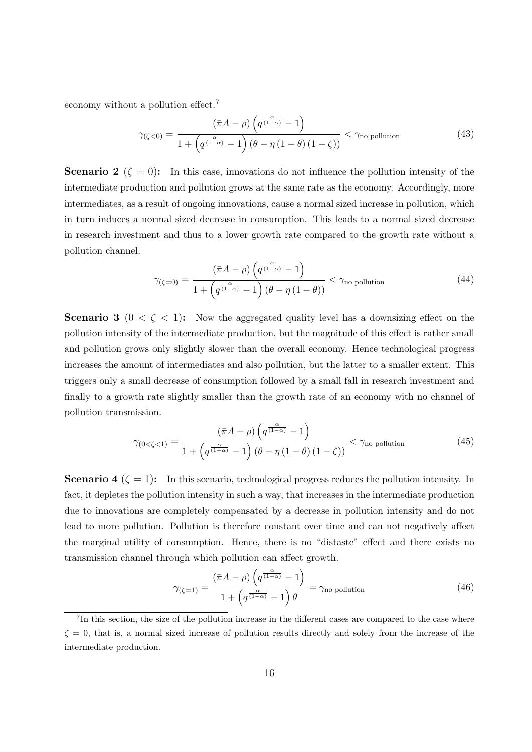economy without a pollution effect.[7]

$$\gamma_{(\zeta<0)} = \frac{(\bar{\pi}A-\rho)\left(q^{\frac{\alpha}{(1-\alpha)}}-1\right)}{1+\left(q^{\frac{\alpha}{(1-\alpha)}}-1\right)(\theta-\eta(1-\theta)(1-\zeta))} < \gamma_{\text{no pollution}} \tag{43}$$

**Scenario 2 ($\zeta = 0$):** In this case, innovations do not influence the pollution intensity of the intermediate production and pollution grows at the same rate as the economy. Accordingly, more intermediates, as a result of ongoing innovations, cause a normal sized increase in pollution, which in turn induces a normal sized decrease in consumption. This leads to a normal sized decrease in research investment and thus to a lower growth rate compared to the growth rate without a pollution channel.

$$\gamma_{(\zeta=0)} = \frac{(\bar{\pi}A-\rho)\left(q^{\frac{\alpha}{(1-\alpha)}}-1\right)}{1+\left(q^{\frac{\alpha}{(1-\alpha)}}-1\right)(\theta-\eta(1-\theta))} < \gamma_{\text{no pollution}} \tag{44}$$

**Scenario 3 ($0 < \zeta < 1$):** Now the aggregated quality level has a downsizing effect on the pollution intensity of the intermediate production, but the magnitude of this effect is rather small and pollution grows only slightly slower than the overall economy. Hence technological progress increases the amount of intermediates and also pollution, but the latter to a smaller extent. This triggers only a small decrease of consumption followed by a small fall in research investment and finally to a growth rate slightly smaller than the growth rate of an economy with no channel of pollution transmission.

$$\gamma_{(0<\zeta<1)} = \frac{(\bar{\pi}A-\rho)\left(q^{\frac{\alpha}{(1-\alpha)}}-1\right)}{1+\left(q^{\frac{\alpha}{(1-\alpha)}}-1\right)(\theta-\eta(1-\theta)(1-\zeta))} < \gamma_{\text{no pollution}} \tag{45}$$

**Scenario 4 ($\zeta = 1$):** In this scenario, technological progress reduces the pollution intensity. In fact, it depletes the pollution intensity in such a way, that increases in the intermediate production due to innovations are completely compensated by a decrease in pollution intensity and do not lead to more pollution. Pollution is therefore constant over time and can not negatively affect the marginal utility of consumption. Hence, there is no "distaste" effect and there exists no transmission channel through which pollution can affect growth.

$$\gamma_{(\zeta=1)} = \frac{(\bar{\pi}A-\rho)\left(q^{\frac{\alpha}{(1-\alpha)}}-1\right)}{1+\left(q^{\frac{\alpha}{(1-\alpha)}}-1\right)\theta} = \gamma_{\text{no pollution}} \tag{46}$$

[7] In this section, the size of the pollution increase in the different cases are compared to the case where $\zeta = 0$, that is, a normal sized increase of pollution results directly and solely from the increase of the intermediate production.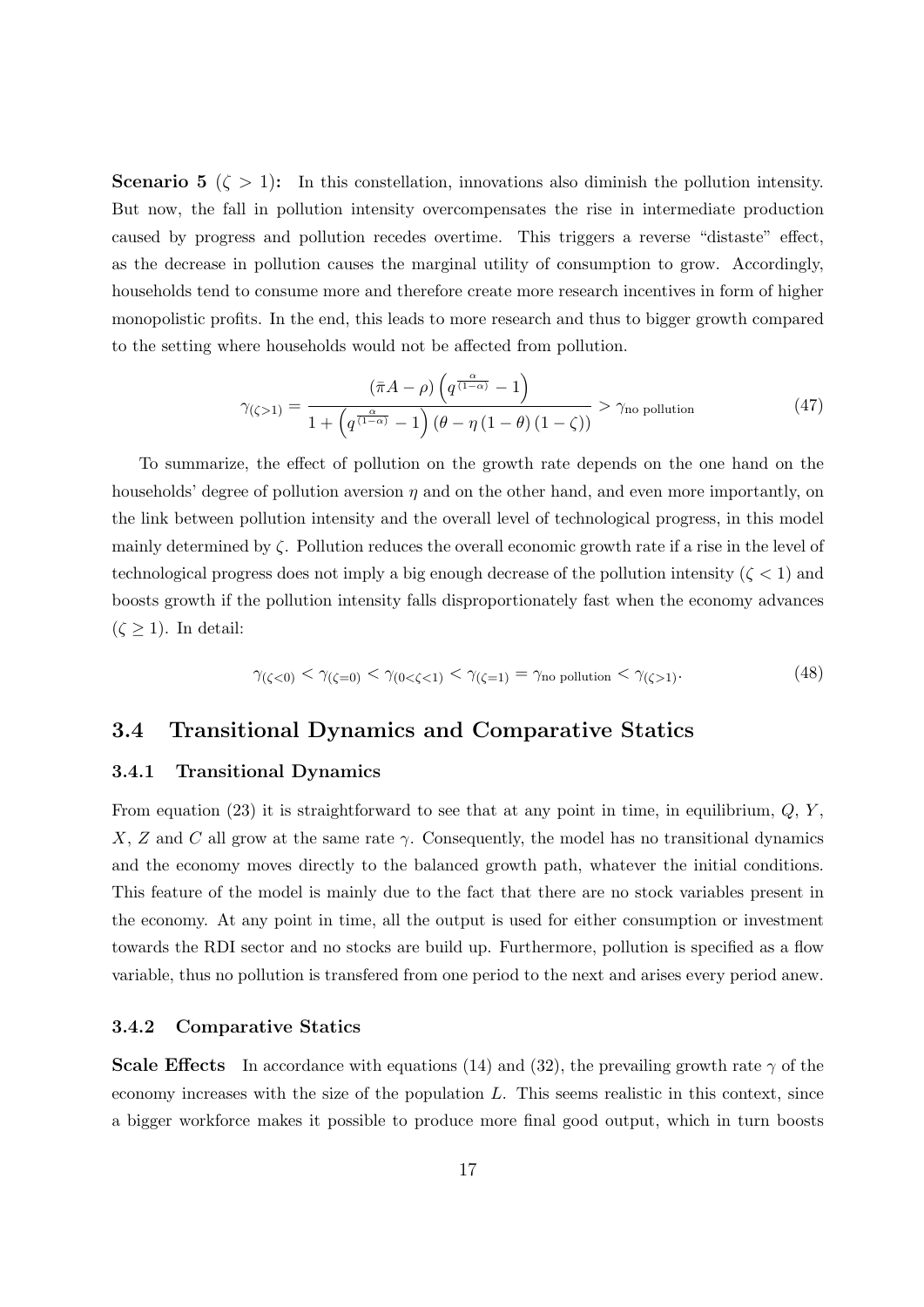**Scenario 5 ($\zeta > 1$):** In this constellation, innovations also diminish the pollution intensity. But now, the fall in pollution intensity overcompensates the rise in intermediate production caused by progress and pollution recedes overtime. This triggers a reverse "distaste" effect, as the decrease in pollution causes the marginal utility of consumption to grow. Accordingly, households tend to consume more and therefore create more research incentives in form of higher monopolistic profits. In the end, this leads to more research and thus to bigger growth compared to the setting where households would not be affected from pollution.

$$\gamma_{(\zeta>1)} = \frac{(\bar{\pi}A - \rho)\left(q^{\frac{\alpha}{(1-\alpha)}} - 1\right)}{1 + \left(q^{\frac{\alpha}{(1-\alpha)}} - 1\right)(\theta - \eta(1-\theta)(1-\zeta))} > \gamma_{\text{no pollution}} \tag{47}$$

To summarize, the effect of pollution on the growth rate depends on the one hand on the households' degree of pollution aversion $\eta$ and on the other hand, and even more importantly, on the link between pollution intensity and the overall level of technological progress, in this model mainly determined by $\zeta$. Pollution reduces the overall economic growth rate if a rise in the level of technological progress does not imply a big enough decrease of the pollution intensity ($\zeta < 1$) and boosts growth if the pollution intensity falls disproportionately fast when the economy advances ($\zeta \geq 1$). In detail:

$$\gamma_{(\zeta<0)} < \gamma_{(\zeta=0)} < \gamma_{(0<\zeta<1)} < \gamma_{(\zeta=1)} = \gamma_{\text{no pollution}} < \gamma_{(\zeta>1)}. \tag{48}$$

## 3.4 Transitional Dynamics and Comparative Statics

### 3.4.1 Transitional Dynamics

From equation (23) it is straightforward to see that at any point in time, in equilibrium, $Q$, $Y$, $X$, $Z$ and $C$ all grow at the same rate $\gamma$. Consequently, the model has no transitional dynamics and the economy moves directly to the balanced growth path, whatever the initial conditions. This feature of the model is mainly due to the fact that there are no stock variables present in the economy. At any point in time, all the output is used for either consumption or investment towards the RDI sector and no stocks are build up. Furthermore, pollution is specified as a flow variable, thus no pollution is transfered from one period to the next and arises every period anew.

### 3.4.2 Comparative Statics

**Scale Effects** In accordance with equations (14) and (32), the prevailing growth rate $\gamma$ of the economy increases with the size of the population $L$. This seems realistic in this context, since a bigger workforce makes it possible to produce more final good output, which in turn boosts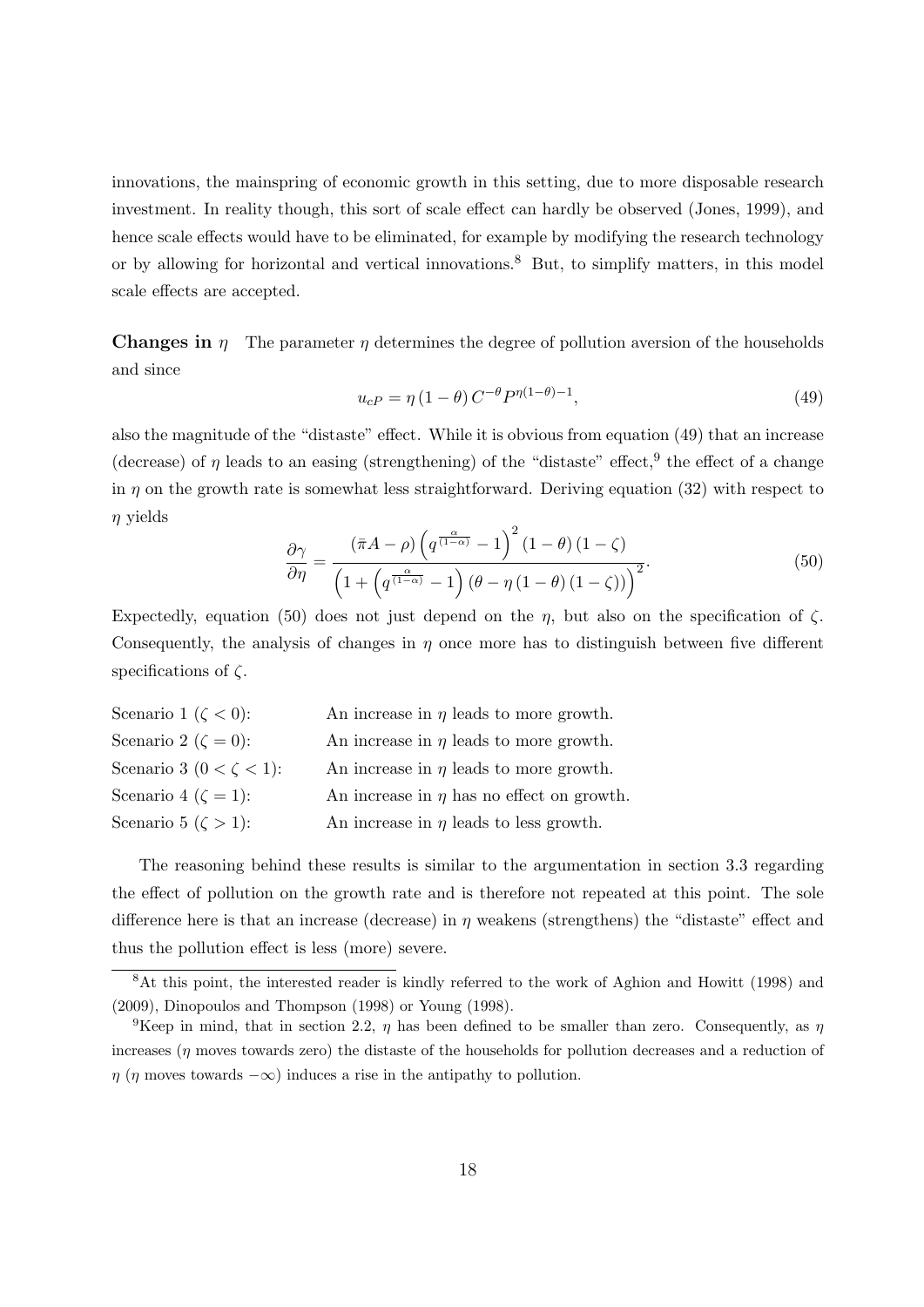innovations, the mainspring of economic growth in this setting, due to more disposable research investment. In reality though, this sort of scale effect can hardly be observed (Jones, 1999), and hence scale effects would have to be eliminated, for example by modifying the research technology or by allowing for horizontal and vertical innovations.[8] But, to simplify matters, in this model scale effects are accepted.

**Changes in $\eta$** The parameter $\eta$ determines the degree of pollution aversion of the households and since

$$u_{cP} = \eta\,(1-\theta)\,C^{-\theta}P^{\eta(1-\theta)-1}, \tag{49}$$

also the magnitude of the "distaste" effect. While it is obvious from equation (49) that an increase (decrease) of $\eta$ leads to an easing (strengthening) of the "distaste" effect,[9] the effect of a change in $\eta$ on the growth rate is somewhat less straightforward. Deriving equation (32) with respect to $\eta$ yields

$$\frac{\partial \gamma}{\partial \eta} = \frac{(\bar{\pi}A-\rho)\left(q^{\frac{\alpha}{(1-\alpha)}}-1\right)^{2}(1-\theta)\,(1-\zeta)}{\left(1+\left(q^{\frac{\alpha}{(1-\alpha)}}-1\right)(\theta-\eta\,(1-\theta)\,(1-\zeta))\right)^{2}}. \tag{50}$$

Expectedly, equation (50) does not just depend on the $\eta$, but also on the specification of $\zeta$. Consequently, the analysis of changes in $\eta$ once more has to distinguish between five different specifications of $\zeta$.

| | |
|---|---|
| Scenario 1 ($\zeta < 0$): | An increase in $\eta$ leads to more growth. |
| Scenario 2 ($\zeta = 0$): | An increase in $\eta$ leads to more growth. |
| Scenario 3 ($0 < \zeta < 1$): | An increase in $\eta$ leads to more growth. |
| Scenario 4 ($\zeta = 1$): | An increase in $\eta$ has no effect on growth. |
| Scenario 5 ($\zeta > 1$): | An increase in $\eta$ leads to less growth. |

The reasoning behind these results is similar to the argumentation in section 3.3 regarding the effect of pollution on the growth rate and is therefore not repeated at this point. The sole difference here is that an increase (decrease) in $\eta$ weakens (strengthens) the "distaste" effect and thus the pollution effect is less (more) severe.

[8] At this point, the interested reader is kindly referred to the work of Aghion and Howitt (1998) and (2009), Dinopoulos and Thompson (1998) or Young (1998).

[9] Keep in mind, that in section 2.2, $\eta$ has been defined to be smaller than zero. Consequently, as $\eta$ increases ($\eta$ moves towards zero) the distaste of the households for pollution decreases and a reduction of $\eta$ ($\eta$ moves towards $-\infty$) induces a rise in the antipathy to pollution.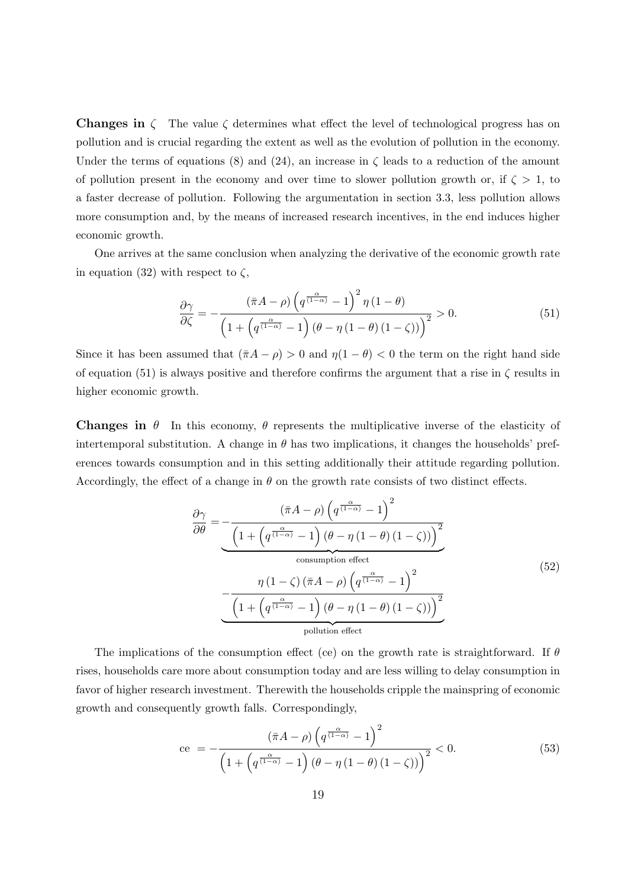**Changes in $\zeta$** The value $\zeta$ determines what effect the level of technological progress has on pollution and is crucial regarding the extent as well as the evolution of pollution in the economy. Under the terms of equations (8) and (24), an increase in $\zeta$ leads to a reduction of the amount of pollution present in the economy and over time to slower pollution growth or, if $\zeta > 1$, to a faster decrease of pollution. Following the argumentation in section 3.3, less pollution allows more consumption and, by the means of increased research incentives, in the end induces higher economic growth.

One arrives at the same conclusion when analyzing the derivative of the economic growth rate in equation (32) with respect to $\zeta$,

$$\frac{\partial \gamma}{\partial \zeta} = -\frac{\left(\bar{\pi}A - \rho\right)\left(q^{\frac{\alpha}{(1-\alpha)}} - 1\right)^2 \eta\left(1-\theta\right)}{\left(1 + \left(q^{\frac{\alpha}{(1-\alpha)}} - 1\right)\left(\theta - \eta\left(1-\theta\right)\left(1-\zeta\right)\right)\right)^2} > 0. \tag{51}$$

Since it has been assumed that $(\bar{\pi}A - \rho) > 0$ and $\eta(1-\theta) < 0$ the term on the right hand side of equation (51) is always positive and therefore confirms the argument that a rise in $\zeta$ results in higher economic growth.

**Changes in $\theta$** In this economy, $\theta$ represents the multiplicative inverse of the elasticity of intertemporal substitution. A change in $\theta$ has two implications, it changes the households' preferences towards consumption and in this setting additionally their attitude regarding pollution. Accordingly, the effect of a change in $\theta$ on the growth rate consists of two distinct effects.

$$\begin{aligned}\frac{\partial \gamma}{\partial \theta} = & \underbrace{-\frac{\left(\bar{\pi}A - \rho\right)\left(q^{\frac{\alpha}{(1-\alpha)}} - 1\right)^2}{\left(1 + \left(q^{\frac{\alpha}{(1-\alpha)}} - 1\right)\left(\theta - \eta\left(1-\theta\right)\left(1-\zeta\right)\right)\right)^2}}_{\text{consumption effect}} \\ & \underbrace{-\frac{\eta\left(1-\zeta\right)\left(\bar{\pi}A - \rho\right)\left(q^{\frac{\alpha}{(1-\alpha)}} - 1\right)^2}{\left(1 + \left(q^{\frac{\alpha}{(1-\alpha)}} - 1\right)\left(\theta - \eta\left(1-\theta\right)\left(1-\zeta\right)\right)\right)^2}}_{\text{pollution effect}}\end{aligned} \tag{52}$$

The implications of the consumption effect (ce) on the growth rate is straightforward. If $\theta$ rises, households care more about consumption today and are less willing to delay consumption in favor of higher research investment. Therewith the households cripple the mainspring of economic growth and consequently growth falls. Correspondingly,

$$\text{ce } = -\frac{\left(\bar{\pi}A - \rho\right)\left(q^{\frac{\alpha}{(1-\alpha)}} - 1\right)^2}{\left(1 + \left(q^{\frac{\alpha}{(1-\alpha)}} - 1\right)\left(\theta - \eta\left(1-\theta\right)\left(1-\zeta\right)\right)\right)^2} < 0. \tag{53}$$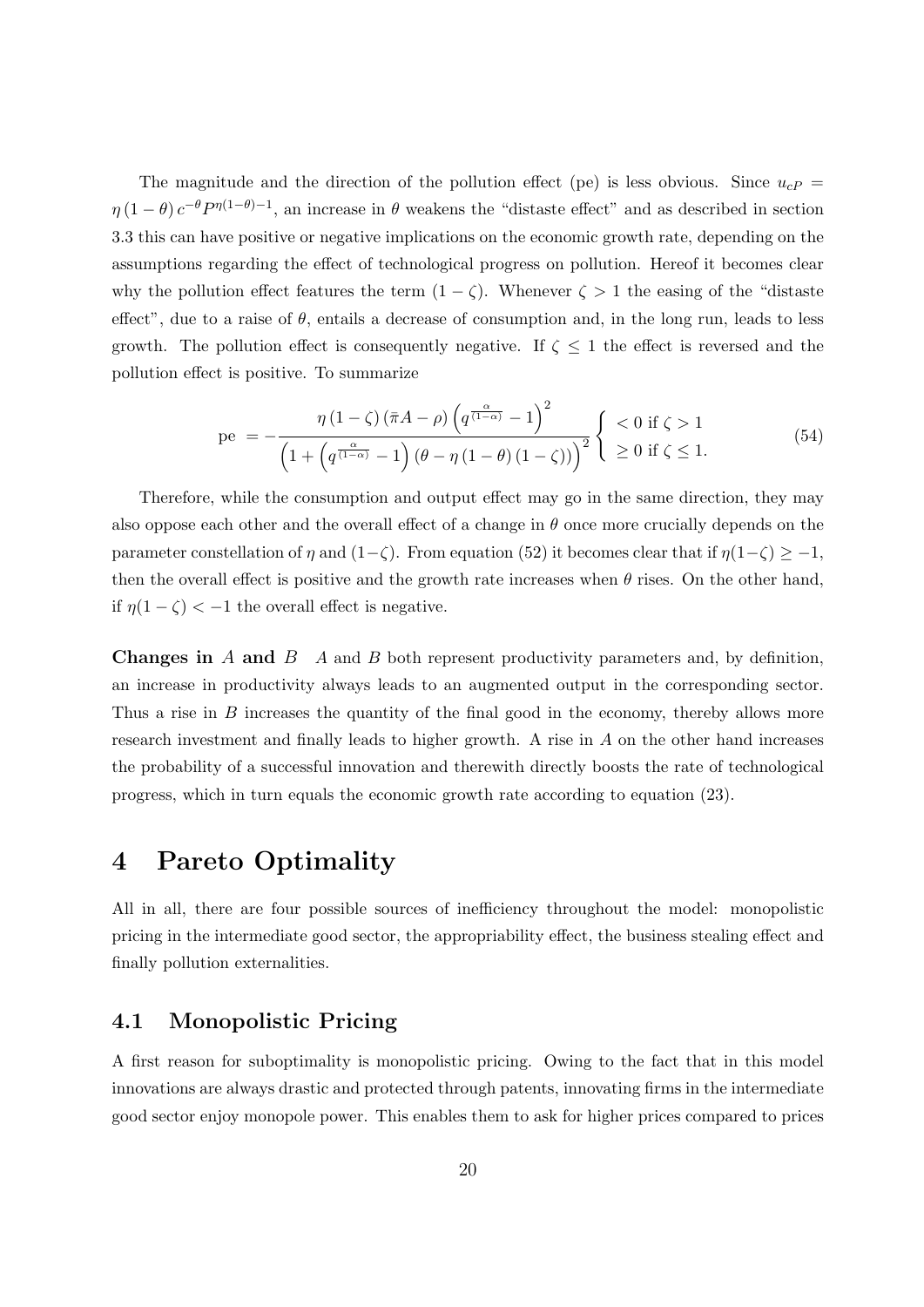The magnitude and the direction of the pollution effect (pe) is less obvious. Since $u_{cP} = \eta(1-\theta) c^{-\theta} P^{\eta(1-\theta)-1}$, an increase in $\theta$ weakens the "distaste effect" and as described in section 3.3 this can have positive or negative implications on the economic growth rate, depending on the assumptions regarding the effect of technological progress on pollution. Hereof it becomes clear why the pollution effect features the term $(1-\zeta)$. Whenever $\zeta > 1$ the easing of the "distaste effect", due to a raise of $\theta$, entails a decrease of consumption and, in the long run, leads to less growth. The pollution effect is consequently negative. If $\zeta \leq 1$ the effect is reversed and the pollution effect is positive. To summarize

$$\text{pe} = -\frac{\eta(1-\zeta)(\bar{\pi}A - \rho)\left(q^{\frac{\alpha}{(1-\alpha)}} - 1\right)^2}{\left(1 + \left(q^{\frac{\alpha}{(1-\alpha)}} - 1\right)(\theta - \eta(1-\theta)(1-\zeta))\right)^2} \begin{cases} < 0 \text{ if } \zeta > 1 \\ \geq 0 \text{ if } \zeta \leq 1. \end{cases} \tag{54}$$

Therefore, while the consumption and output effect may go in the same direction, they may also oppose each other and the overall effect of a change in $\theta$ once more crucially depends on the parameter constellation of $\eta$ and $(1-\zeta)$. From equation (52) it becomes clear that if $\eta(1-\zeta) \geq -1$, then the overall effect is positive and the growth rate increases when $\theta$ rises. On the other hand, if $\eta(1-\zeta) < -1$ the overall effect is negative.

**Changes in $A$ and $B$** $A$ and $B$ both represent productivity parameters and, by definition, an increase in productivity always leads to an augmented output in the corresponding sector. Thus a rise in $B$ increases the quantity of the final good in the economy, thereby allows more research investment and finally leads to higher growth. A rise in $A$ on the other hand increases the probability of a successful innovation and therewith directly boosts the rate of technological progress, which in turn equals the economic growth rate according to equation (23).

# 4 Pareto Optimality

All in all, there are four possible sources of inefficiency throughout the model: monopolistic pricing in the intermediate good sector, the appropriability effect, the business stealing effect and finally pollution externalities.

## 4.1 Monopolistic Pricing

A first reason for suboptimality is monopolistic pricing. Owing to the fact that in this model innovations are always drastic and protected through patents, innovating firms in the intermediate good sector enjoy monopole power. This enables them to ask for higher prices compared to prices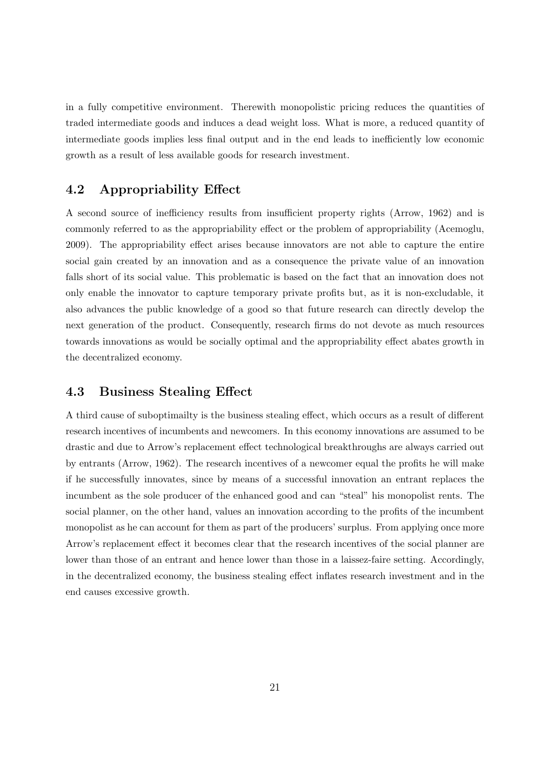in a fully competitive environment. Therewith monopolistic pricing reduces the quantities of traded intermediate goods and induces a dead weight loss. What is more, a reduced quantity of intermediate goods implies less final output and in the end leads to inefficiently low economic growth as a result of less available goods for research investment.

## 4.2 Appropriability Effect

A second source of inefficiency results from insufficient property rights (Arrow, 1962) and is commonly referred to as the appropriability effect or the problem of appropriability (Acemoglu, 2009). The appropriability effect arises because innovators are not able to capture the entire social gain created by an innovation and as a consequence the private value of an innovation falls short of its social value. This problematic is based on the fact that an innovation does not only enable the innovator to capture temporary private profits but, as it is non-excludable, it also advances the public knowledge of a good so that future research can directly develop the next generation of the product. Consequently, research firms do not devote as much resources towards innovations as would be socially optimal and the appropriability effect abates growth in the decentralized economy.

## 4.3 Business Stealing Effect

A third cause of suboptimailty is the business stealing effect, which occurs as a result of different research incentives of incumbents and newcomers. In this economy innovations are assumed to be drastic and due to Arrow's replacement effect technological breakthroughs are always carried out by entrants (Arrow, 1962). The research incentives of a newcomer equal the profits he will make if he successfully innovates, since by means of a successful innovation an entrant replaces the incumbent as the sole producer of the enhanced good and can "steal" his monopolist rents. The social planner, on the other hand, values an innovation according to the profits of the incumbent monopolist as he can account for them as part of the producers' surplus. From applying once more Arrow's replacement effect it becomes clear that the research incentives of the social planner are lower than those of an entrant and hence lower than those in a laissez-faire setting. Accordingly, in the decentralized economy, the business stealing effect inflates research investment and in the end causes excessive growth.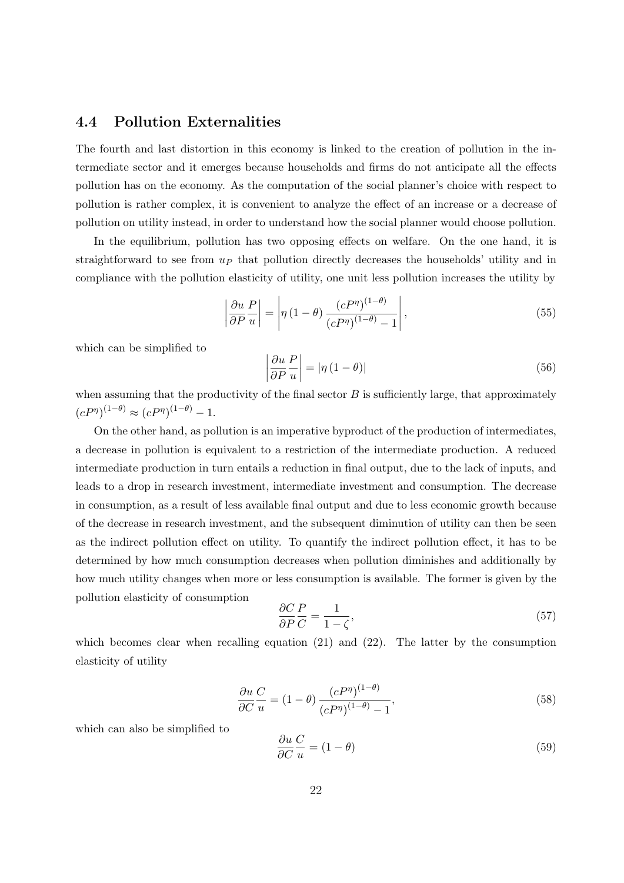### 4.4 Pollution Externalities

The fourth and last distortion in this economy is linked to the creation of pollution in the intermediate sector and it emerges because households and firms do not anticipate all the effects pollution has on the economy. As the computation of the social planner's choice with respect to pollution is rather complex, it is convenient to analyze the effect of an increase or a decrease of pollution on utility instead, in order to understand how the social planner would choose pollution.

In the equilibrium, pollution has two opposing effects on welfare. On the one hand, it is straightforward to see from $u_P$ that pollution directly decreases the households' utility and in compliance with the pollution elasticity of utility, one unit less pollution increases the utility by

$$\left|\frac{\partial u}{\partial P}\frac{P}{u}\right| = \left|\eta\left(1-\theta\right)\frac{\left(cP^{\eta}\right)^{(1-\theta)}}{\left(cP^{\eta}\right)^{(1-\theta)}-1}\right|, \tag{55}$$

which can be simplified to

$$\left|\frac{\partial u}{\partial P}\frac{P}{u}\right| = \left|\eta\left(1-\theta\right)\right| \tag{56}$$

when assuming that the productivity of the final sector $B$ is sufficiently large, that approximately $\left(cP^{\eta}\right)^{(1-\theta)} \approx \left(cP^{\eta}\right)^{(1-\theta)} - 1$.

On the other hand, as pollution is an imperative byproduct of the production of intermediates, a decrease in pollution is equivalent to a restriction of the intermediate production. A reduced intermediate production in turn entails a reduction in final output, due to the lack of inputs, and leads to a drop in research investment, intermediate investment and consumption. The decrease in consumption, as a result of less available final output and due to less economic growth because of the decrease in research investment, and the subsequent diminution of utility can then be seen as the indirect pollution effect on utility. To quantify the indirect pollution effect, it has to be determined by how much consumption decreases when pollution diminishes and additionally by how much utility changes when more or less consumption is available. The former is given by the pollution elasticity of consumption

$$\frac{\partial C}{\partial P}\frac{P}{C} = \frac{1}{1-\zeta}, \tag{57}$$

which becomes clear when recalling equation (21) and (22). The latter by the consumption elasticity of utility

$$\frac{\partial u}{\partial C}\frac{C}{u} = \left(1-\theta\right)\frac{\left(cP^{\eta}\right)^{(1-\theta)}}{\left(cP^{\eta}\right)^{(1-\theta)}-1}, \tag{58}$$

which can also be simplified to

$$\frac{\partial u}{\partial C}\frac{C}{u} = \left(1-\theta\right) \tag{59}$$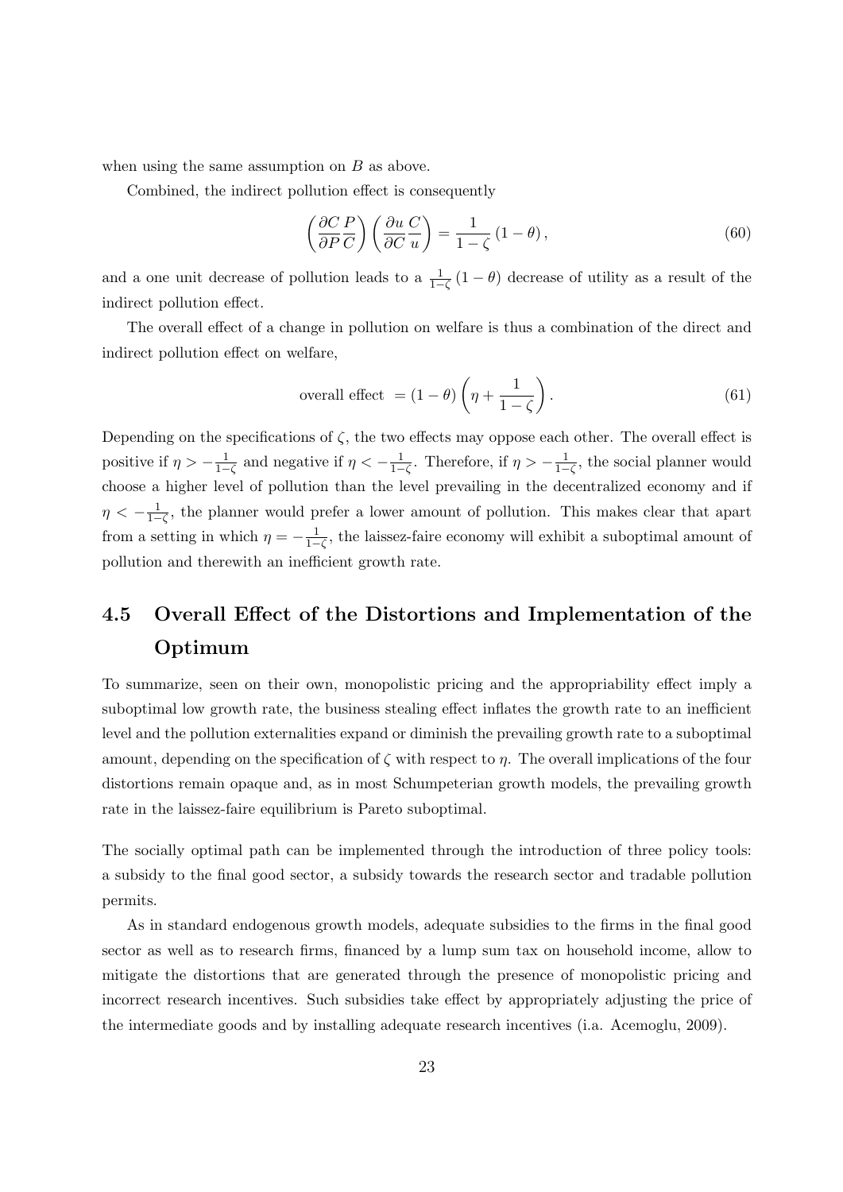when using the same assumption on $B$ as above.

Combined, the indirect pollution effect is consequently

$$\left(\frac{\partial C}{\partial P}\frac{P}{C}\right)\left(\frac{\partial u}{\partial C}\frac{C}{u}\right) = \frac{1}{1-\zeta}\left(1-\theta\right), \tag{60}$$

and a one unit decrease of pollution leads to a $\frac{1}{1-\zeta}(1-\theta)$ decrease of utility as a result of the indirect pollution effect.

The overall effect of a change in pollution on welfare is thus a combination of the direct and indirect pollution effect on welfare,

$$\text{overall effect } = (1-\theta)\left(\eta + \frac{1}{1-\zeta}\right). \tag{61}$$

Depending on the specifications of $\zeta$, the two effects may oppose each other. The overall effect is positive if $\eta > -\frac{1}{1-\zeta}$ and negative if $\eta < -\frac{1}{1-\zeta}$. Therefore, if $\eta > -\frac{1}{1-\zeta}$, the social planner would choose a higher level of pollution than the level prevailing in the decentralized economy and if $\eta < -\frac{1}{1-\zeta}$, the planner would prefer a lower amount of pollution. This makes clear that apart from a setting in which $\eta = -\frac{1}{1-\zeta}$, the laissez-faire economy will exhibit a suboptimal amount of pollution and therewith an inefficient growth rate.

## 4.5 Overall Effect of the Distortions and Implementation of the Optimum

To summarize, seen on their own, monopolistic pricing and the appropriability effect imply a suboptimal low growth rate, the business stealing effect inflates the growth rate to an inefficient level and the pollution externalities expand or diminish the prevailing growth rate to a suboptimal amount, depending on the specification of $\zeta$ with respect to $\eta$. The overall implications of the four distortions remain opaque and, as in most Schumpeterian growth models, the prevailing growth rate in the laissez-faire equilibrium is Pareto suboptimal.

The socially optimal path can be implemented through the introduction of three policy tools: a subsidy to the final good sector, a subsidy towards the research sector and tradable pollution permits.

As in standard endogenous growth models, adequate subsidies to the firms in the final good sector as well as to research firms, financed by a lump sum tax on household income, allow to mitigate the distortions that are generated through the presence of monopolistic pricing and incorrect research incentives. Such subsidies take effect by appropriately adjusting the price of the intermediate goods and by installing adequate research incentives (i.a. Acemoglu, 2009).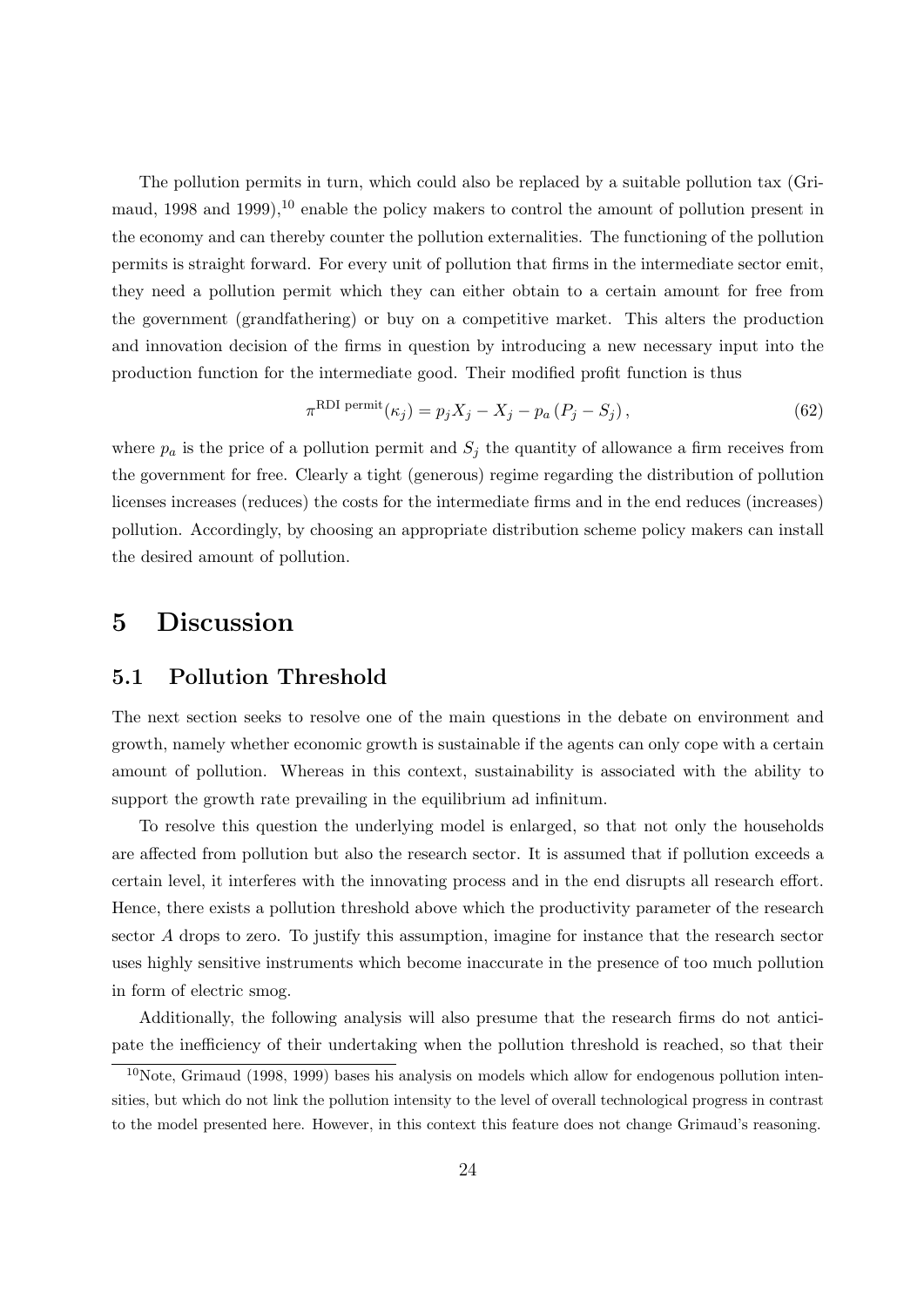The pollution permits in turn, which could also be replaced by a suitable pollution tax (Grimaud, 1998 and 1999),[10] enable the policy makers to control the amount of pollution present in the economy and can thereby counter the pollution externalities. The functioning of the pollution permits is straight forward. For every unit of pollution that firms in the intermediate sector emit, they need a pollution permit which they can either obtain to a certain amount for free from the government (grandfathering) or buy on a competitive market. This alters the production and innovation decision of the firms in question by introducing a new necessary input into the production function for the intermediate good. Their modified profit function is thus

$$\pi^{\text{RDI permit}}(\kappa_j) = p_j X_j - X_j - p_a \left(P_j - S_j\right), \tag{62}$$

where $p_a$ is the price of a pollution permit and $S_j$ the quantity of allowance a firm receives from the government for free. Clearly a tight (generous) regime regarding the distribution of pollution licenses increases (reduces) the costs for the intermediate firms and in the end reduces (increases) pollution. Accordingly, by choosing an appropriate distribution scheme policy makers can install the desired amount of pollution.

# 5 Discussion

## 5.1 Pollution Threshold

The next section seeks to resolve one of the main questions in the debate on environment and growth, namely whether economic growth is sustainable if the agents can only cope with a certain amount of pollution. Whereas in this context, sustainability is associated with the ability to support the growth rate prevailing in the equilibrium ad infinitum.

To resolve this question the underlying model is enlarged, so that not only the households are affected from pollution but also the research sector. It is assumed that if pollution exceeds a certain level, it interferes with the innovating process and in the end disrupts all research effort. Hence, there exists a pollution threshold above which the productivity parameter of the research sector $A$ drops to zero. To justify this assumption, imagine for instance that the research sector uses highly sensitive instruments which become inaccurate in the presence of too much pollution in form of electric smog.

Additionally, the following analysis will also presume that the research firms do not anticipate the inefficiency of their undertaking when the pollution threshold is reached, so that their

[10] Note, Grimaud (1998, 1999) bases his analysis on models which allow for endogenous pollution intensities, but which do not link the pollution intensity to the level of overall technological progress in contrast to the model presented here. However, in this context this feature does not change Grimaud's reasoning.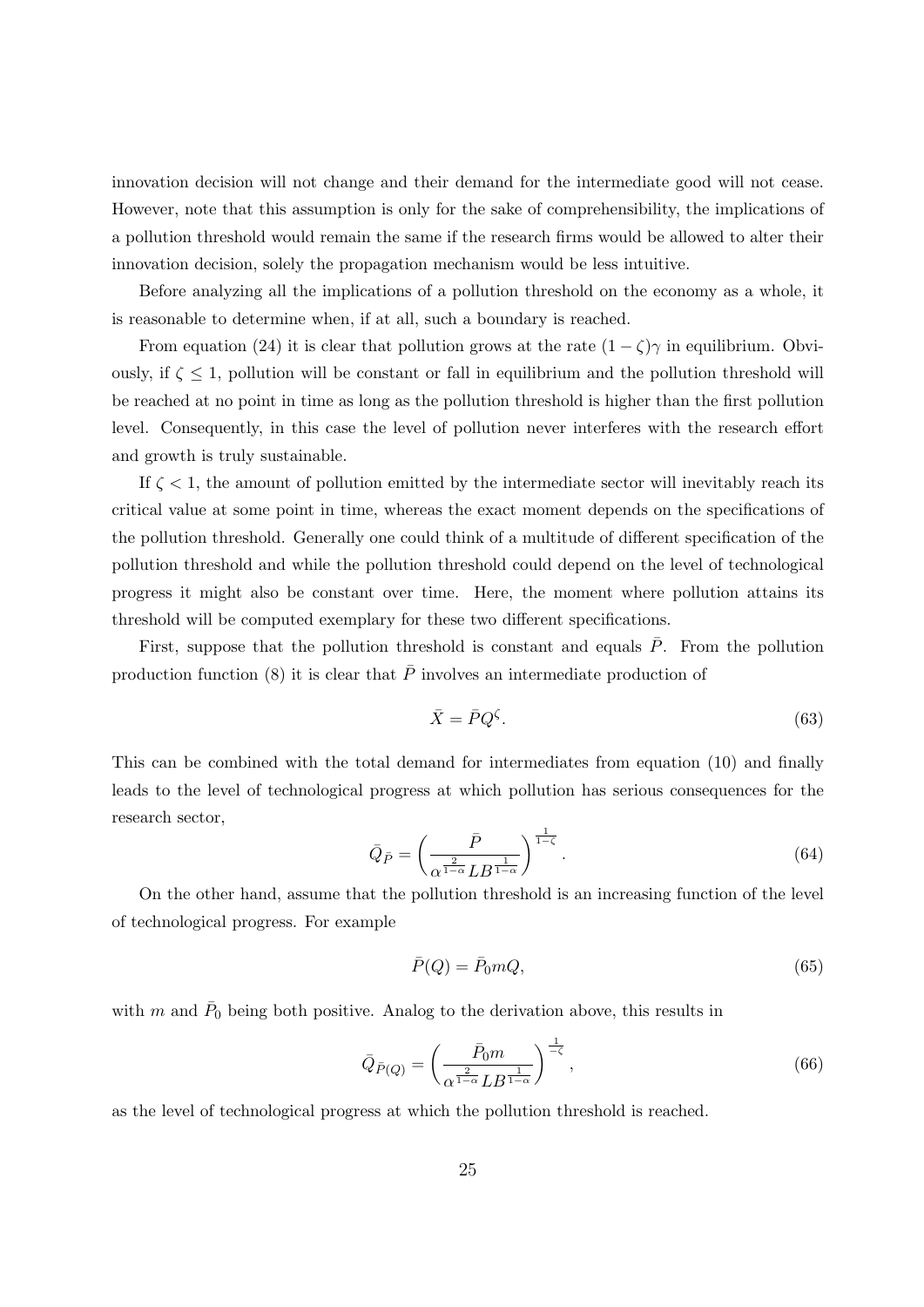innovation decision will not change and their demand for the intermediate good will not cease. However, note that this assumption is only for the sake of comprehensibility, the implications of a pollution threshold would remain the same if the research firms would be allowed to alter their innovation decision, solely the propagation mechanism would be less intuitive.

Before analyzing all the implications of a pollution threshold on the economy as a whole, it is reasonable to determine when, if at all, such a boundary is reached.

From equation (24) it is clear that pollution grows at the rate $(1-\zeta)\gamma$ in equilibrium. Obviously, if $\zeta \leq 1$, pollution will be constant or fall in equilibrium and the pollution threshold will be reached at no point in time as long as the pollution threshold is higher than the first pollution level. Consequently, in this case the level of pollution never interferes with the research effort and growth is truly sustainable.

If $\zeta < 1$, the amount of pollution emitted by the intermediate sector will inevitably reach its critical value at some point in time, whereas the exact moment depends on the specifications of the pollution threshold. Generally one could think of a multitude of different specification of the pollution threshold and while the pollution threshold could depend on the level of technological progress it might also be constant over time. Here, the moment where pollution attains its threshold will be computed exemplary for these two different specifications.

First, suppose that the pollution threshold is constant and equals $\bar{P}$. From the pollution production function (8) it is clear that $\bar{P}$ involves an intermediate production of

$$\bar{X} = \bar{P}Q^{\zeta}. \tag{63}$$

This can be combined with the total demand for intermediates from equation (10) and finally leads to the level of technological progress at which pollution has serious consequences for the research sector,

$$\bar{Q}_{\bar{P}} = \left(\frac{\bar{P}}{\alpha^{\frac{2}{1-\alpha}}LB^{\frac{1}{1-\alpha}}}\right)^{\frac{1}{1-\zeta}}. \tag{64}$$

On the other hand, assume that the pollution threshold is an increasing function of the level of technological progress. For example

$$\bar{P}(Q) = \bar{P}_0 mQ, \tag{65}$$

with $m$ and $\bar{P}_0$ being both positive. Analog to the derivation above, this results in

$$\bar{Q}_{\bar{P}(Q)} = \left(\frac{\bar{P}_0 m}{\alpha^{\frac{2}{1-\alpha}}LB^{\frac{1}{1-\alpha}}}\right)^{\frac{1}{-\zeta}}, \tag{66}$$

as the level of technological progress at which the pollution threshold is reached.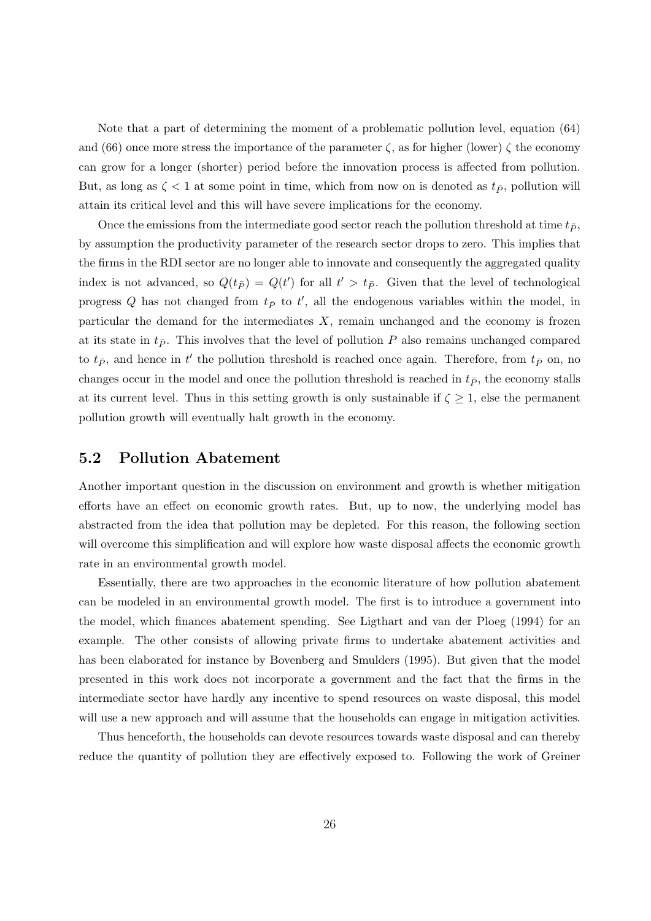Note that a part of determining the moment of a problematic pollution level, equation (64) and (66) once more stress the importance of the parameter $\zeta$, as for higher (lower) $\zeta$ the economy can grow for a longer (shorter) period before the innovation process is affected from pollution. But, as long as $\zeta < 1$ at some point in time, which from now on is denoted as $t_{\bar{P}}$, pollution will attain its critical level and this will have severe implications for the economy.

Once the emissions from the intermediate good sector reach the pollution threshold at time $t_{\bar{P}}$, by assumption the productivity parameter of the research sector drops to zero. This implies that the firms in the RDI sector are no longer able to innovate and consequently the aggregated quality index is not advanced, so $Q(t_{\bar{P}}) = Q(t')$ for all $t' > t_{\bar{P}}$. Given that the level of technological progress $Q$ has not changed from $t_{\bar{P}}$ to $t'$, all the endogenous variables within the model, in particular the demand for the intermediates $X$, remain unchanged and the economy is frozen at its state in $t_{\bar{P}}$. This involves that the level of pollution $P$ also remains unchanged compared to $t_{\bar{P}}$, and hence in $t'$ the pollution threshold is reached once again. Therefore, from $t_{\bar{P}}$ on, no changes occur in the model and once the pollution threshold is reached in $t_{\bar{P}}$, the economy stalls at its current level. Thus in this setting growth is only sustainable if $\zeta \geq 1$, else the permanent pollution growth will eventually halt growth in the economy.

## 5.2 Pollution Abatement

Another important question in the discussion on environment and growth is whether mitigation efforts have an effect on economic growth rates. But, up to now, the underlying model has abstracted from the idea that pollution may be depleted. For this reason, the following section will overcome this simplification and will explore how waste disposal affects the economic growth rate in an environmental growth model.

Essentially, there are two approaches in the economic literature of how pollution abatement can be modeled in an environmental growth model. The first is to introduce a government into the model, which finances abatement spending. See Ligthart and van der Ploeg (1994) for an example. The other consists of allowing private firms to undertake abatement activities and has been elaborated for instance by Bovenberg and Smulders (1995). But given that the model presented in this work does not incorporate a government and the fact that the firms in the intermediate sector have hardly any incentive to spend resources on waste disposal, this model will use a new approach and will assume that the households can engage in mitigation activities.

Thus henceforth, the households can devote resources towards waste disposal and can thereby reduce the quantity of pollution they are effectively exposed to. Following the work of Greiner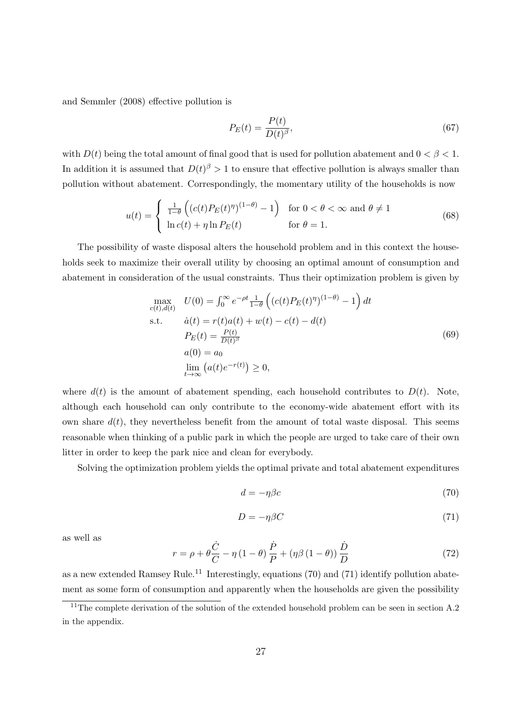and Semmler (2008) effective pollution is

$$P_E(t) = \frac{P(t)}{D(t)^{\beta}}, \tag{67}$$

with $D(t)$ being the total amount of final good that is used for pollution abatement and $0 < \beta < 1$. In addition it is assumed that $D(t)^{\beta} > 1$ to ensure that effective pollution is always smaller than pollution without abatement. Correspondingly, the momentary utility of the households is now

$$u(t) = \begin{cases} \frac{1}{1-\theta}\left(\left(c(t)P_E(t)^{\eta}\right)^{(1-\theta)} - 1\right) & \text{for } 0 < \theta < \infty \text{ and } \theta \neq 1 \\ \ln c(t) + \eta \ln P_E(t) & \text{for } \theta = 1. \end{cases} \tag{68}$$

The possibility of waste disposal alters the household problem and in this context the households seek to maximize their overall utility by choosing an optimal amount of consumption and abatement in consideration of the usual constraints. Thus their optimization problem is given by

$$\begin{aligned} \max_{c(t),d(t)} \quad & U(0) = \int_0^{\infty} e^{-\rho t} \tfrac{1}{1-\theta}\left(\left(c(t)P_E(t)^{\eta}\right)^{(1-\theta)} - 1\right) dt \\ \text{s.t.} \quad & \dot{a}(t) = r(t)a(t) + w(t) - c(t) - d(t) \\ & P_E(t) = \tfrac{P(t)}{D(t)^{\beta}} \\ & a(0) = a_0 \\ & \lim_{t\to\infty}\left(a(t)e^{-r(t)}\right) \geq 0, \end{aligned} \tag{69}$$

where $d(t)$ is the amount of abatement spending, each household contributes to $D(t)$. Note, although each household can only contribute to the economy-wide abatement effort with its own share $d(t)$, they nevertheless benefit from the amount of total waste disposal. This seems reasonable when thinking of a public park in which the people are urged to take care of their own litter in order to keep the park nice and clean for everybody.

Solving the optimization problem yields the optimal private and total abatement expenditures

$$d = -\eta\beta c \tag{70}$$

$$D = -\eta\beta C \tag{71}$$

as well as

$$r = \rho + \theta\frac{\dot{C}}{C} - \eta\left(1-\theta\right)\frac{\dot{P}}{P} + \left(\eta\beta\left(1-\theta\right)\right)\frac{\dot{D}}{D} \tag{72}$$

as a new extended Ramsey Rule.[11] Interestingly, equations (70) and (71) identify pollution abatement as some form of consumption and apparently when the households are given the possibility

[11] The complete derivation of the solution of the extended household problem can be seen in section A.2 in the appendix.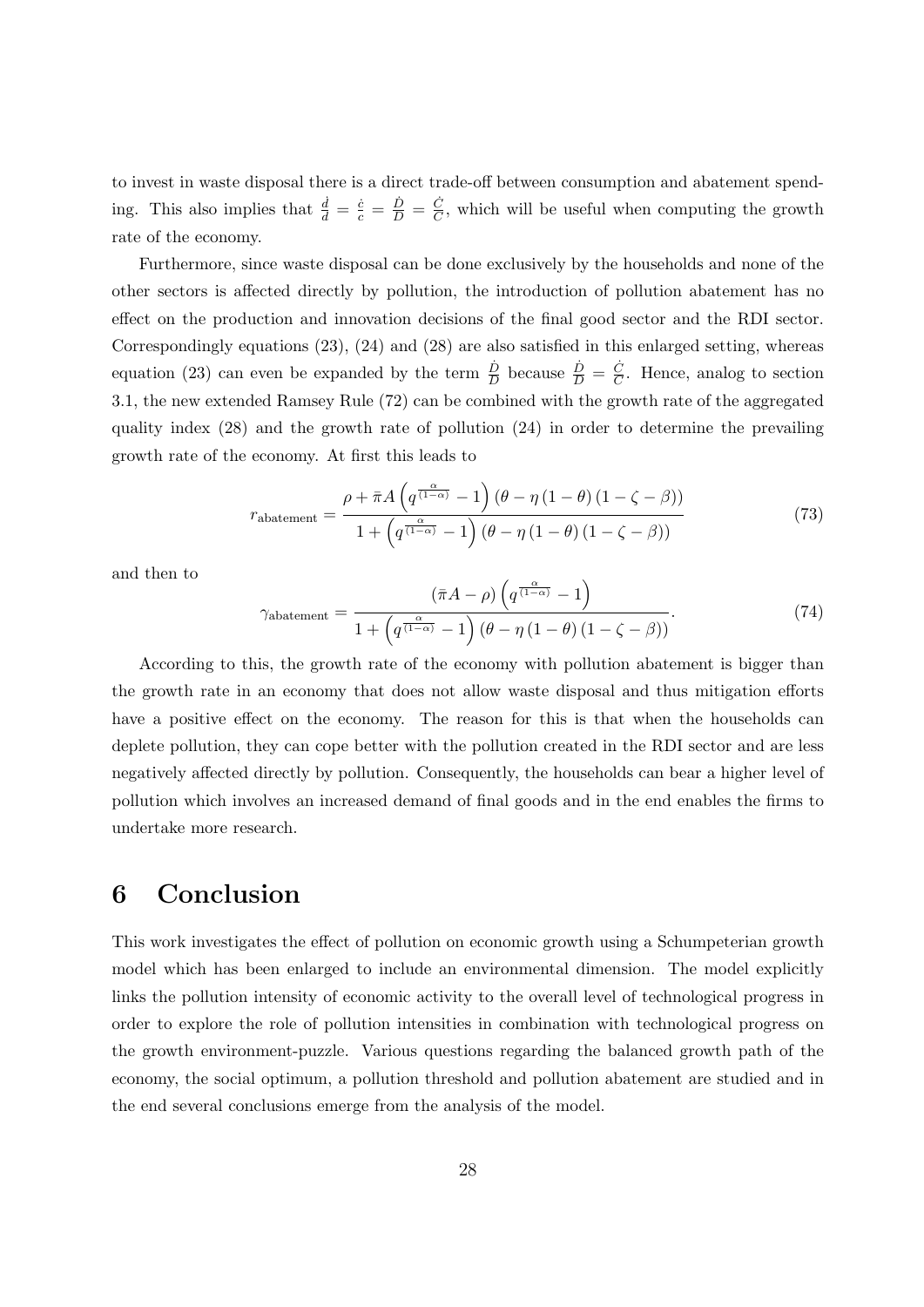to invest in waste disposal there is a direct trade-off between consumption and abatement spending. This also implies that $\frac{\dot{d}}{d} = \frac{\dot{c}}{c} = \frac{\dot{D}}{D} = \frac{\dot{C}}{C}$, which will be useful when computing the growth rate of the economy.

Furthermore, since waste disposal can be done exclusively by the households and none of the other sectors is affected directly by pollution, the introduction of pollution abatement has no effect on the production and innovation decisions of the final good sector and the RDI sector. Correspondingly equations (23), (24) and (28) are also satisfied in this enlarged setting, whereas equation (23) can even be expanded by the term $\frac{\dot{D}}{D}$ because $\frac{\dot{D}}{D} = \frac{\dot{C}}{C}$. Hence, analog to section 3.1, the new extended Ramsey Rule (72) can be combined with the growth rate of the aggregated quality index (28) and the growth rate of pollution (24) in order to determine the prevailing growth rate of the economy. At first this leads to

$$r_{\text{abatement}} = \frac{\rho + \bar{\pi} A \left( q^{\frac{\alpha}{(1-\alpha)}} - 1 \right) (\theta - \eta (1 - \theta)(1 - \zeta - \beta))}{1 + \left( q^{\frac{\alpha}{(1-\alpha)}} - 1 \right) (\theta - \eta (1 - \theta)(1 - \zeta - \beta))} \tag{73}$$

and then to

$$\gamma_{\text{abatement}} = \frac{(\bar{\pi} A - \rho) \left( q^{\frac{\alpha}{(1-\alpha)}} - 1 \right)}{1 + \left( q^{\frac{\alpha}{(1-\alpha)}} - 1 \right) (\theta - \eta (1 - \theta)(1 - \zeta - \beta))}. \tag{74}$$

According to this, the growth rate of the economy with pollution abatement is bigger than the growth rate in an economy that does not allow waste disposal and thus mitigation efforts have a positive effect on the economy. The reason for this is that when the households can deplete pollution, they can cope better with the pollution created in the RDI sector and are less negatively affected directly by pollution. Consequently, the households can bear a higher level of pollution which involves an increased demand of final goods and in the end enables the firms to undertake more research.

# 6 Conclusion

This work investigates the effect of pollution on economic growth using a Schumpeterian growth model which has been enlarged to include an environmental dimension. The model explicitly links the pollution intensity of economic activity to the overall level of technological progress in order to explore the role of pollution intensities in combination with technological progress on the growth environment-puzzle. Various questions regarding the balanced growth path of the economy, the social optimum, a pollution threshold and pollution abatement are studied and in the end several conclusions emerge from the analysis of the model.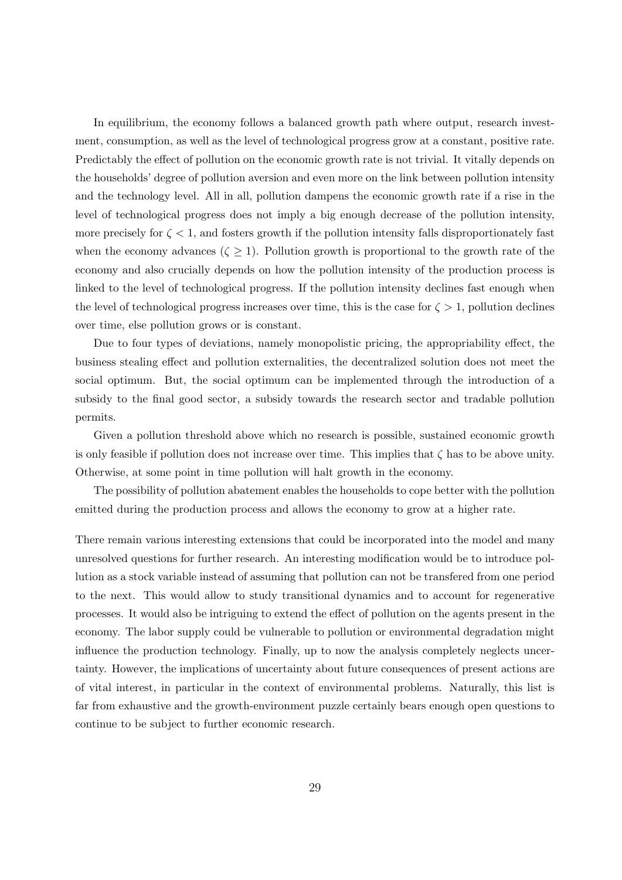In equilibrium, the economy follows a balanced growth path where output, research investment, consumption, as well as the level of technological progress grow at a constant, positive rate. Predictably the effect of pollution on the economic growth rate is not trivial. It vitally depends on the households' degree of pollution aversion and even more on the link between pollution intensity and the technology level. All in all, pollution dampens the economic growth rate if a rise in the level of technological progress does not imply a big enough decrease of the pollution intensity, more precisely for $\zeta < 1$, and fosters growth if the pollution intensity falls disproportionately fast when the economy advances ($\zeta \geq 1$). Pollution growth is proportional to the growth rate of the economy and also crucially depends on how the pollution intensity of the production process is linked to the level of technological progress. If the pollution intensity declines fast enough when the level of technological progress increases over time, this is the case for $\zeta > 1$, pollution declines over time, else pollution grows or is constant.

Due to four types of deviations, namely monopolistic pricing, the appropriability effect, the business stealing effect and pollution externalities, the decentralized solution does not meet the social optimum. But, the social optimum can be implemented through the introduction of a subsidy to the final good sector, a subsidy towards the research sector and tradable pollution permits.

Given a pollution threshold above which no research is possible, sustained economic growth is only feasible if pollution does not increase over time. This implies that $\zeta$ has to be above unity. Otherwise, at some point in time pollution will halt growth in the economy.

The possibility of pollution abatement enables the households to cope better with the pollution emitted during the production process and allows the economy to grow at a higher rate.

There remain various interesting extensions that could be incorporated into the model and many unresolved questions for further research. An interesting modification would be to introduce pollution as a stock variable instead of assuming that pollution can not be transfered from one period to the next. This would allow to study transitional dynamics and to account for regenerative processes. It would also be intriguing to extend the effect of pollution on the agents present in the economy. The labor supply could be vulnerable to pollution or environmental degradation might influence the production technology. Finally, up to now the analysis completely neglects uncertainty. However, the implications of uncertainty about future consequences of present actions are of vital interest, in particular in the context of environmental problems. Naturally, this list is far from exhaustive and the growth-environment puzzle certainly bears enough open questions to continue to be subject to further economic research.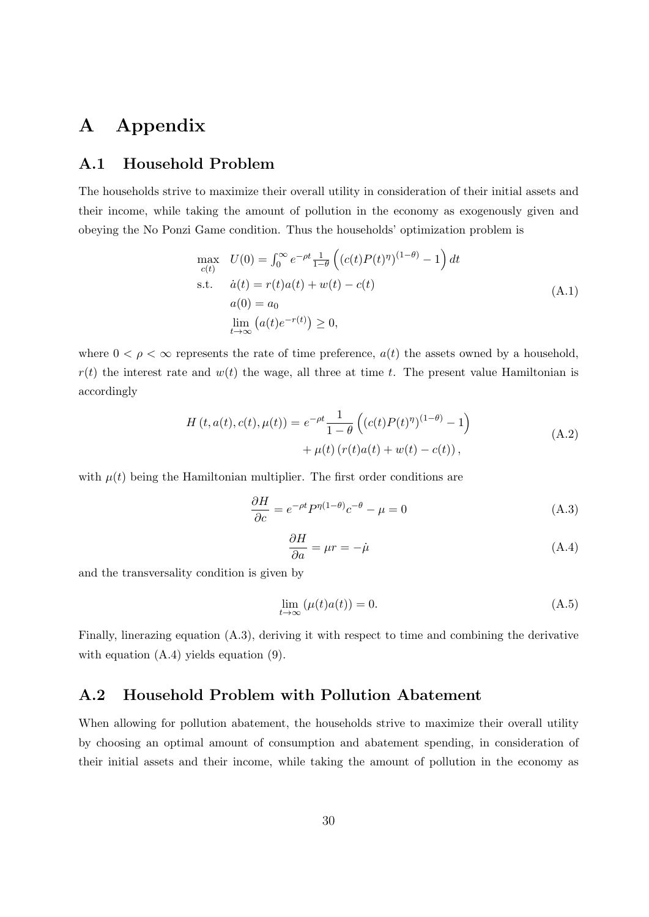# A Appendix

## A.1 Household Problem

The households strive to maximize their overall utility in consideration of their initial assets and their income, while taking the amount of pollution in the economy as exogenously given and obeying the No Ponzi Game condition. Thus the households' optimization problem is

$$
\begin{aligned}
\max_{c(t)} \quad & U(0) = \int_0^\infty e^{-\rho t} \tfrac{1}{1-\theta} \left( (c(t)P(t)^\eta)^{(1-\theta)} - 1 \right) dt \\
\text{s.t.} \quad & \dot{a}(t) = r(t)a(t) + w(t) - c(t) \\
& a(0) = a_0 \\
& \lim_{t \to \infty} \left( a(t) e^{-r(t)} \right) \geq 0,
\end{aligned}
\tag{A.1}
$$

where $0 < \rho < \infty$ represents the rate of time preference, $a(t)$ the assets owned by a household, $r(t)$ the interest rate and $w(t)$ the wage, all three at time $t$. The present value Hamiltonian is accordingly

$$
\begin{aligned}
H\left(t, a(t), c(t), \mu(t)\right) = e^{-\rho t} & \frac{1}{1-\theta} \left( (c(t)P(t)^\eta)^{(1-\theta)} - 1 \right) \\
& + \mu(t) \left( r(t)a(t) + w(t) - c(t) \right),
\end{aligned}
\tag{A.2}
$$

with $\mu(t)$ being the Hamiltonian multiplier. The first order conditions are

$$
\frac{\partial H}{\partial c} = e^{-\rho t} P^{\eta(1-\theta)} c^{-\theta} - \mu = 0 \tag{A.3}
$$

$$
\frac{\partial H}{\partial a} = \mu r = -\dot{\mu} \tag{A.4}
$$

and the transversality condition is given by

$$
\lim_{t \to \infty} \left( \mu(t) a(t) \right) = 0. \tag{A.5}
$$

Finally, linerazing equation (A.3), deriving it with respect to time and combining the derivative with equation (A.4) yields equation (9).

## A.2 Household Problem with Pollution Abatement

When allowing for pollution abatement, the households strive to maximize their overall utility by choosing an optimal amount of consumption and abatement spending, in consideration of their initial assets and their income, while taking the amount of pollution in the economy as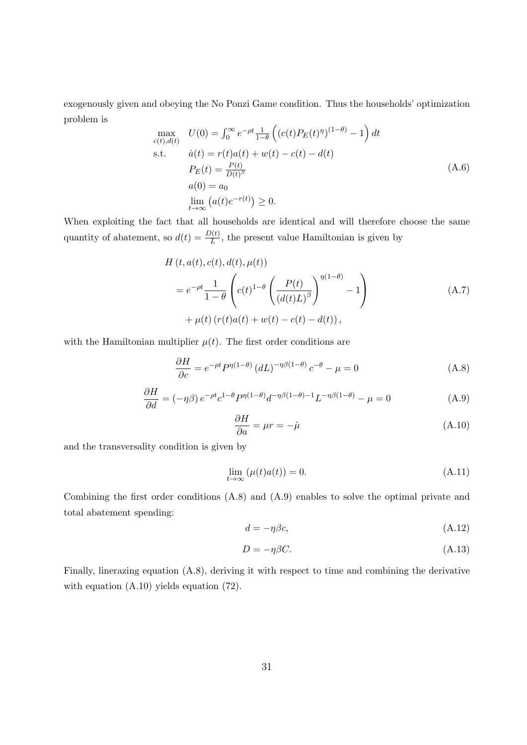exogenously given and obeying the No Ponzi Game condition. Thus the households' optimization problem is

$$
\begin{aligned}
\max_{c(t),d(t)} \quad & U(0) = \int_0^\infty e^{-\rho t} \frac{1}{1-\theta} \left( \left(c(t) P_E(t)^\eta\right)^{(1-\theta)} - 1 \right) dt \\
\text{s.t.} \quad & \dot{a}(t) = r(t)a(t) + w(t) - c(t) - d(t) \\
& P_E(t) = \frac{P(t)}{D(t)^\beta} \\
& a(0) = a_0 \\
& \lim_{t\to\infty} \left( a(t) e^{-r(t)} \right) \geq 0.
\end{aligned}
\tag{A.6}
$$

When exploiting the fact that all households are identical and will therefore choose the same quantity of abatement, so $d(t) = \frac{D(t)}{L}$, the present value Hamiltonian is given by

$$
\begin{aligned}
& H\left(t, a(t), c(t), d(t), \mu(t)\right) \\
&= e^{-\rho t} \frac{1}{1-\theta} \left( c(t)^{1-\theta} \left( \frac{P(t)}{\left(d(t)L\right)^\beta} \right)^{\eta(1-\theta)} - 1 \right) \\
&\quad + \mu(t) \left( r(t)a(t) + w(t) - c(t) - d(t) \right),
\end{aligned}
\tag{A.7}
$$

with the Hamiltonian multiplier $\mu(t)$. The first order conditions are

$$
\frac{\partial H}{\partial c} = e^{-\rho t} P^{\eta(1-\theta)} \left(dL\right)^{-\eta\beta(1-\theta)} c^{-\theta} - \mu = 0 \tag{A.8}
$$

$$
\frac{\partial H}{\partial d} = \left(-\eta\beta\right) e^{-\rho t} c^{1-\theta} P^{\eta(1-\theta)} d^{-\eta\beta(1-\theta)-1} L^{-\eta\beta(1-\theta)} - \mu = 0 \tag{A.9}
$$

$$
\frac{\partial H}{\partial a} = \mu r = -\dot{\mu} \tag{A.10}
$$

and the transversality condition is given by

$$
\lim_{t\to\infty} \left( \mu(t) a(t) \right) = 0. \tag{A.11}
$$

Combining the first order conditions (A.8) and (A.9) enables to solve the optimal private and total abatement spending:

$$
d = -\eta\beta c, \tag{A.12}
$$

$$
D = -\eta\beta C. \tag{A.13}
$$

Finally, linerazing equation (A.8), deriving it with respect to time and combining the derivative with equation (A.10) yields equation (72).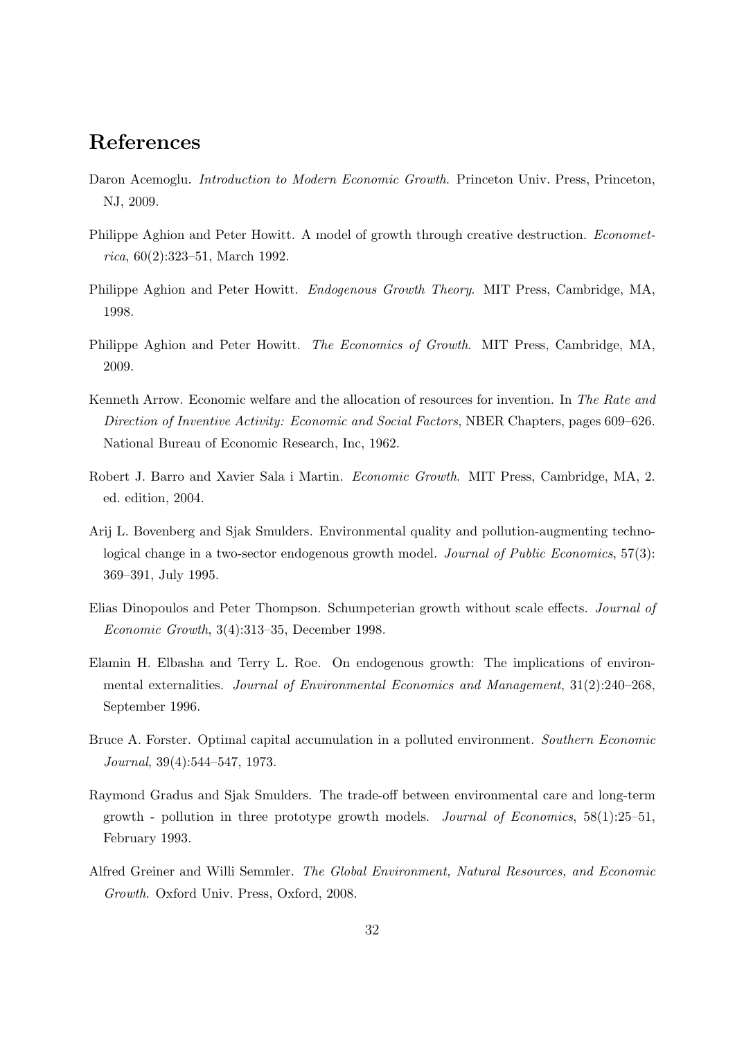## References

Daron Acemoglu. *Introduction to Modern Economic Growth*. Princeton Univ. Press, Princeton, NJ, 2009.

Philippe Aghion and Peter Howitt. A model of growth through creative destruction. *Econometrica*, 60(2):323–51, March 1992.

Philippe Aghion and Peter Howitt. *Endogenous Growth Theory*. MIT Press, Cambridge, MA, 1998.

Philippe Aghion and Peter Howitt. *The Economics of Growth*. MIT Press, Cambridge, MA, 2009.

Kenneth Arrow. Economic welfare and the allocation of resources for invention. In *The Rate and Direction of Inventive Activity: Economic and Social Factors*, NBER Chapters, pages 609–626. National Bureau of Economic Research, Inc, 1962.

Robert J. Barro and Xavier Sala i Martin. *Economic Growth*. MIT Press, Cambridge, MA, 2. ed. edition, 2004.

Arij L. Bovenberg and Sjak Smulders. Environmental quality and pollution-augmenting technological change in a two-sector endogenous growth model. *Journal of Public Economics*, 57(3): 369–391, July 1995.

Elias Dinopoulos and Peter Thompson. Schumpeterian growth without scale effects. *Journal of Economic Growth*, 3(4):313–35, December 1998.

Elamin H. Elbasha and Terry L. Roe. On endogenous growth: The implications of environmental externalities. *Journal of Environmental Economics and Management*, 31(2):240–268, September 1996.

Bruce A. Forster. Optimal capital accumulation in a polluted environment. *Southern Economic Journal*, 39(4):544–547, 1973.

Raymond Gradus and Sjak Smulders. The trade-off between environmental care and long-term growth - pollution in three prototype growth models. *Journal of Economics*, 58(1):25–51, February 1993.

Alfred Greiner and Willi Semmler. *The Global Environment, Natural Resources, and Economic Growth*. Oxford Univ. Press, Oxford, 2008.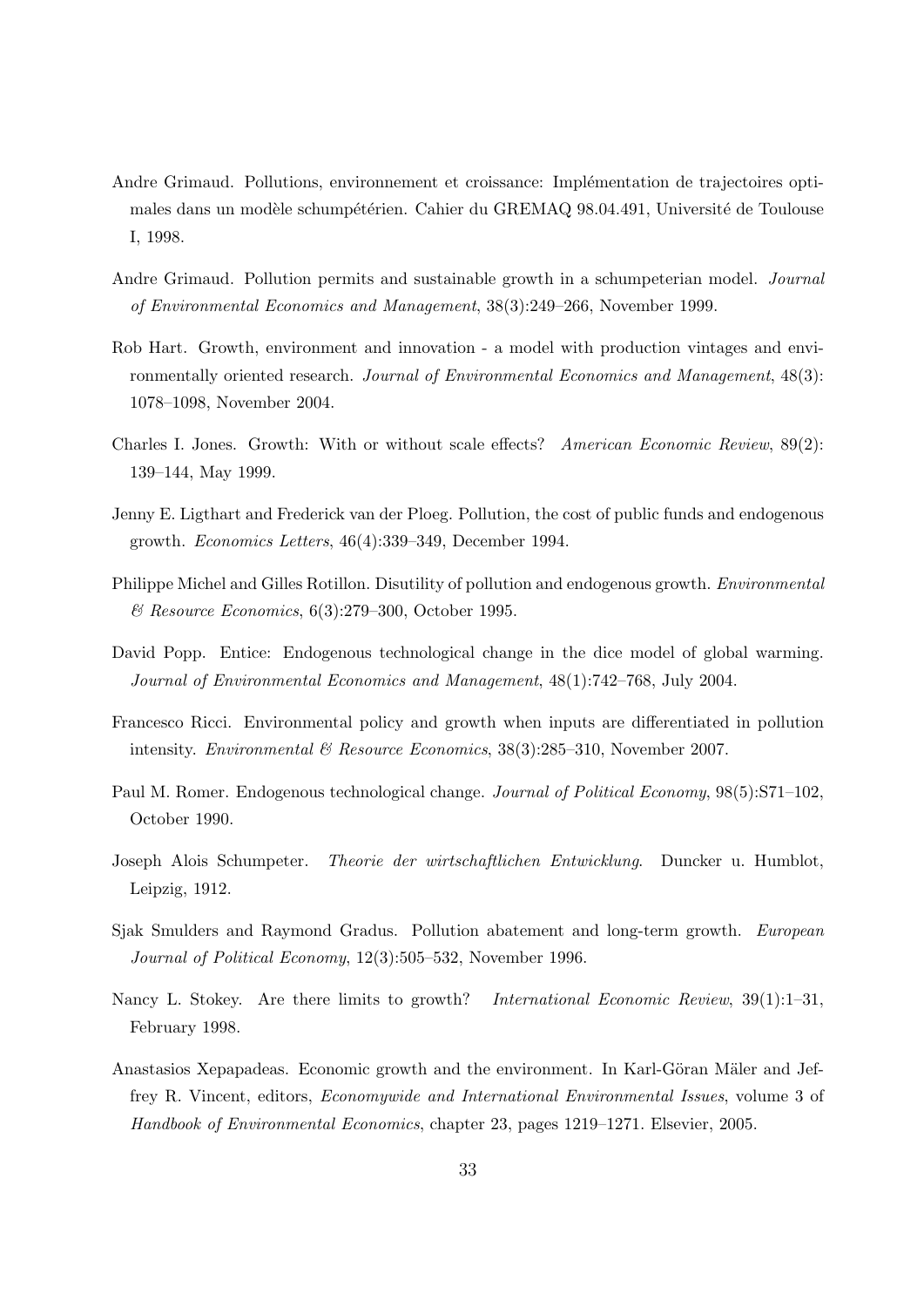Andre Grimaud. Pollutions, environnement et croissance: Implémentation de trajectoires optimales dans un modèle schumpétérien. Cahier du GREMAQ 98.04.491, Université de Toulouse I, 1998.

Andre Grimaud. Pollution permits and sustainable growth in a schumpeterian model. *Journal of Environmental Economics and Management*, 38(3):249–266, November 1999.

Rob Hart. Growth, environment and innovation - a model with production vintages and environmentally oriented research. *Journal of Environmental Economics and Management*, 48(3): 1078–1098, November 2004.

Charles I. Jones. Growth: With or without scale effects? *American Economic Review*, 89(2): 139–144, May 1999.

Jenny E. Ligthart and Frederick van der Ploeg. Pollution, the cost of public funds and endogenous growth. *Economics Letters*, 46(4):339–349, December 1994.

Philippe Michel and Gilles Rotillon. Disutility of pollution and endogenous growth. *Environmental & Resource Economics*, 6(3):279–300, October 1995.

David Popp. Entice: Endogenous technological change in the dice model of global warming. *Journal of Environmental Economics and Management*, 48(1):742–768, July 2004.

Francesco Ricci. Environmental policy and growth when inputs are differentiated in pollution intensity. *Environmental & Resource Economics*, 38(3):285–310, November 2007.

Paul M. Romer. Endogenous technological change. *Journal of Political Economy*, 98(5):S71–102, October 1990.

Joseph Alois Schumpeter. *Theorie der wirtschaftlichen Entwicklung*. Duncker u. Humblot, Leipzig, 1912.

Sjak Smulders and Raymond Gradus. Pollution abatement and long-term growth. *European Journal of Political Economy*, 12(3):505–532, November 1996.

Nancy L. Stokey. Are there limits to growth? *International Economic Review*, 39(1):1–31, February 1998.

Anastasios Xepapadeas. Economic growth and the environment. In Karl-Göran Mäler and Jeffrey R. Vincent, editors, *Economywide and International Environmental Issues*, volume 3 of *Handbook of Environmental Economics*, chapter 23, pages 1219–1271. Elsevier, 2005.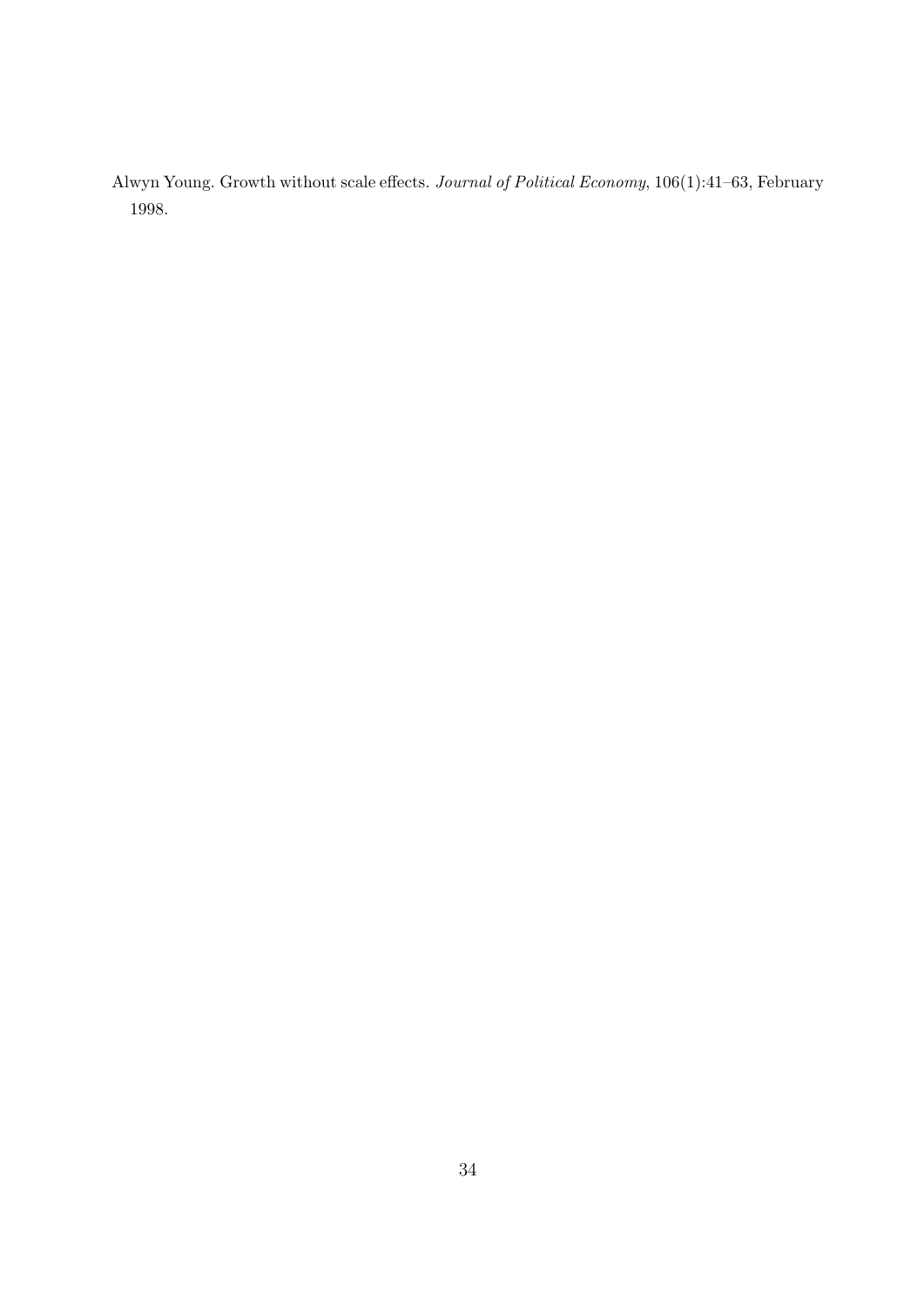Alwyn Young. Growth without scale effects. *Journal of Political Economy*, 106(1):41–63, February 1998.